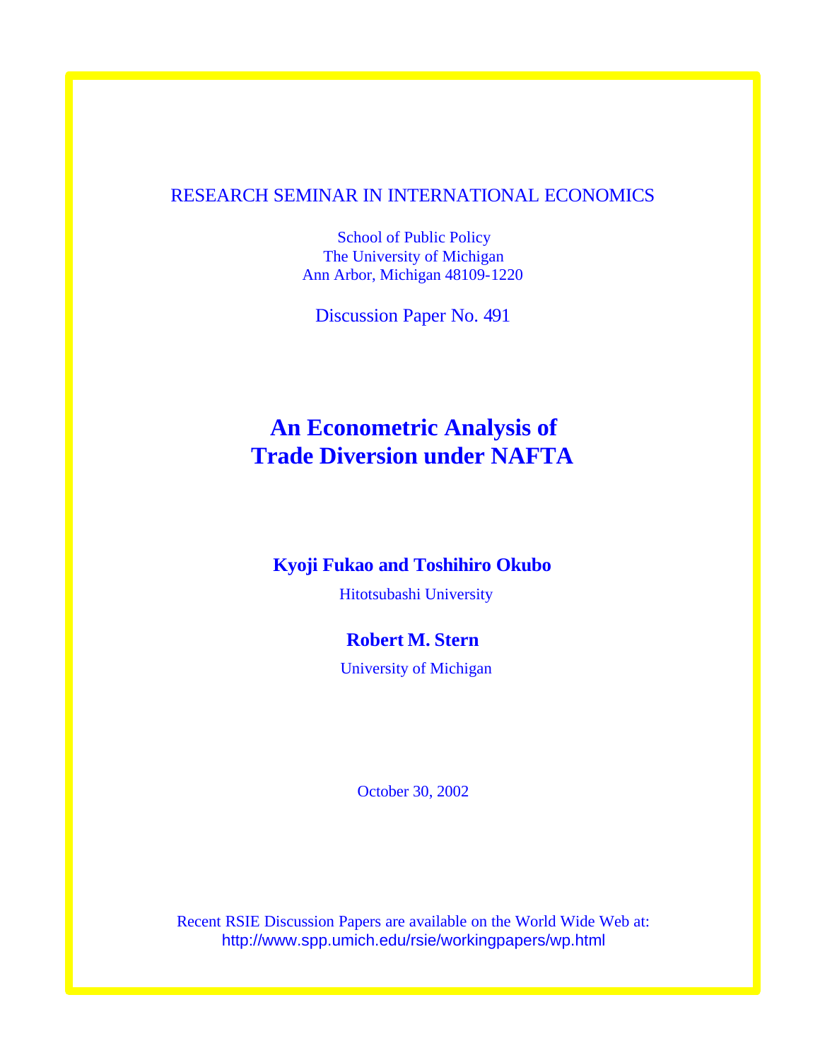RESEARCH SEMINAR IN INTERNATIONAL ECONOMICS

School of Public Policy
The University of Michigan
Ann Arbor, Michigan 48109-1220

Discussion Paper No. 491

# An Econometric Analysis of Trade Diversion under NAFTA

**Kyoji Fukao and Toshihiro Okubo**

Hitotsubashi University

**Robert M. Stern**

University of Michigan

October 30, 2002

Recent RSIE Discussion Papers are available on the World Wide Web at:
http://www.spp.umich.edu/rsie/workingpapers/wp.html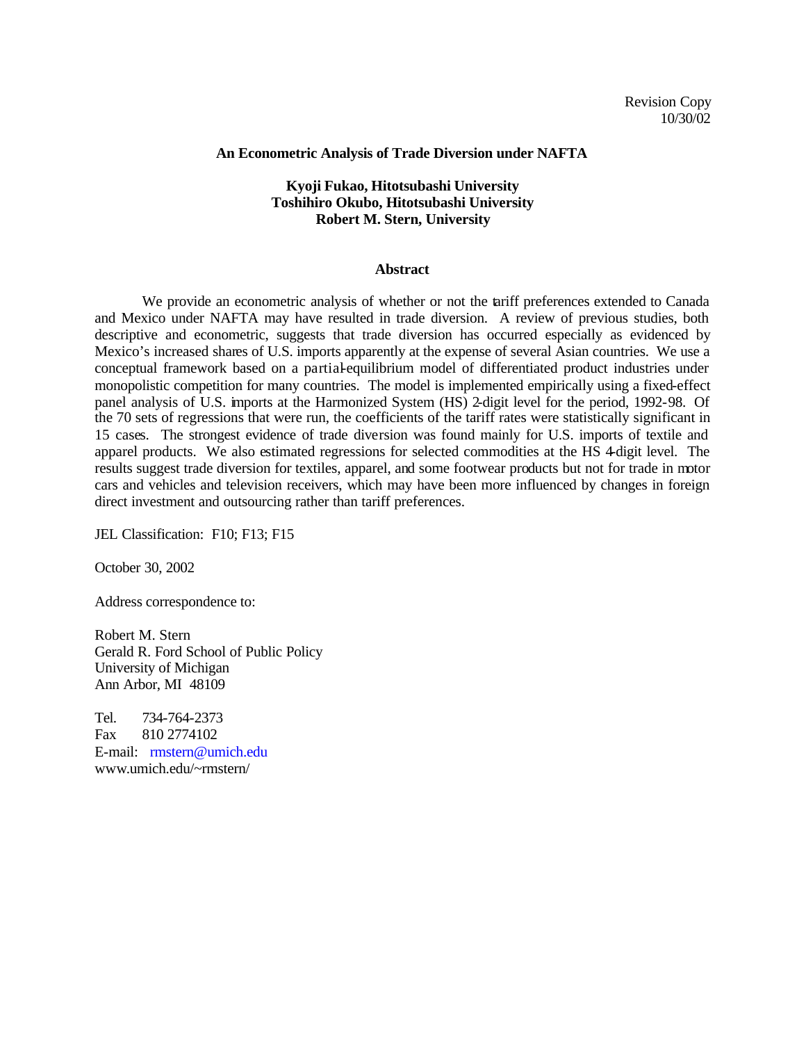Revision Copy
10/30/02

**An Econometric Analysis of Trade Diversion under NAFTA**

**Kyoji Fukao, Hitotsubashi University**
**Toshihiro Okubo, Hitotsubashi University**
**Robert M. Stern, University**

**Abstract**

We provide an econometric analysis of whether or not the tariff preferences extended to Canada and Mexico under NAFTA may have resulted in trade diversion. A review of previous studies, both descriptive and econometric, suggests that trade diversion has occurred especially as evidenced by Mexico's increased shares of U.S. imports apparently at the expense of several Asian countries. We use a conceptual framework based on a partial-equilibrium model of differentiated product industries under monopolistic competition for many countries. The model is implemented empirically using a fixed-effect panel analysis of U.S. imports at the Harmonized System (HS) 2-digit level for the period, 1992-98. Of the 70 sets of regressions that were run, the coefficients of the tariff rates were statistically significant in 15 cases. The strongest evidence of trade diversion was found mainly for U.S. imports of textile and apparel products. We also estimated regressions for selected commodities at the HS 4-digit level. The results suggest trade diversion for textiles, apparel, and some footwear products but not for trade in motor cars and vehicles and television receivers, which may have been more influenced by changes in foreign direct investment and outsourcing rather than tariff preferences.

JEL Classification: F10; F13; F15

October 30, 2002

Address correspondence to:

Robert M. Stern
Gerald R. Ford School of Public Policy
University of Michigan
Ann Arbor, MI 48109

Tel. 734-764-2373
Fax 810 2774102
E-mail: rmstern@umich.edu
www.umich.edu/~rmstern/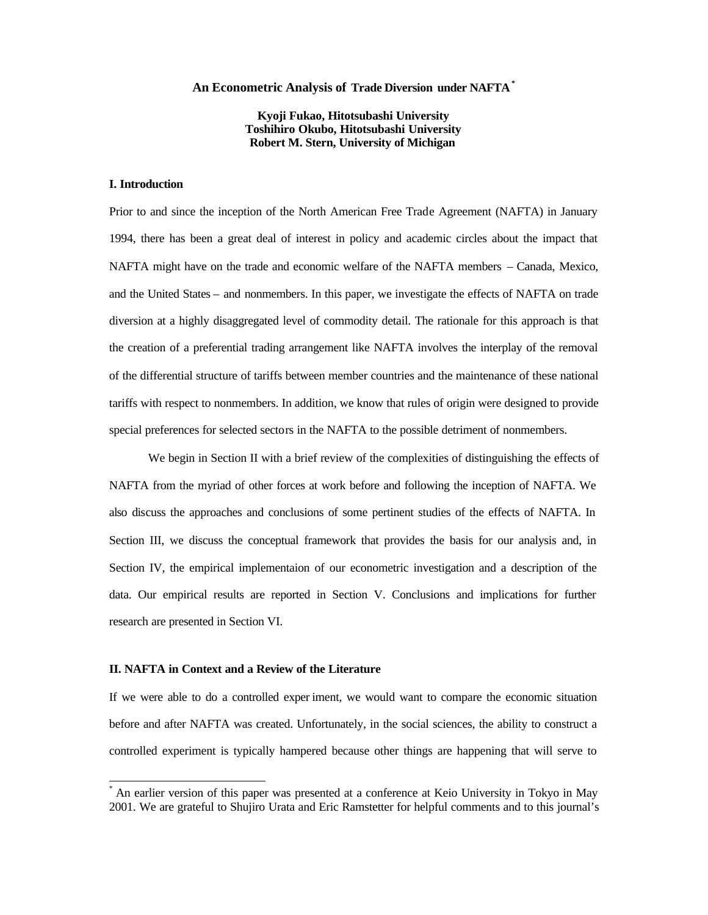# An Econometric Analysis of Trade Diversion under NAFTA [*]

**Kyoji Fukao, Hitotsubashi University**
**Toshihiro Okubo, Hitotsubashi University**
**Robert M. Stern, University of Michigan**

## I. Introduction

Prior to and since the inception of the North American Free Trade Agreement (NAFTA) in January 1994, there has been a great deal of interest in policy and academic circles about the impact that NAFTA might have on the trade and economic welfare of the NAFTA members – Canada, Mexico, and the United States – and nonmembers. In this paper, we investigate the effects of NAFTA on trade diversion at a highly disaggregated level of commodity detail. The rationale for this approach is that the creation of a preferential trading arrangement like NAFTA involves the interplay of the removal of the differential structure of tariffs between member countries and the maintenance of these national tariffs with respect to nonmembers. In addition, we know that rules of origin were designed to provide special preferences for selected sectors in the NAFTA to the possible detriment of nonmembers.

We begin in Section II with a brief review of the complexities of distinguishing the effects of NAFTA from the myriad of other forces at work before and following the inception of NAFTA. We also discuss the approaches and conclusions of some pertinent studies of the effects of NAFTA. In Section III, we discuss the conceptual framework that provides the basis for our analysis and, in Section IV, the empirical implementaion of our econometric investigation and a description of the data. Our empirical results are reported in Section V. Conclusions and implications for further research are presented in Section VI.

## II. NAFTA in Context and a Review of the Literature

If we were able to do a controlled experiment, we would want to compare the economic situation before and after NAFTA was created. Unfortunately, in the social sciences, the ability to construct a controlled experiment is typically hampered because other things are happening that will serve to

[*] An earlier version of this paper was presented at a conference at Keio University in Tokyo in May 2001. We are grateful to Shujiro Urata and Eric Ramstetter for helpful comments and to this journal's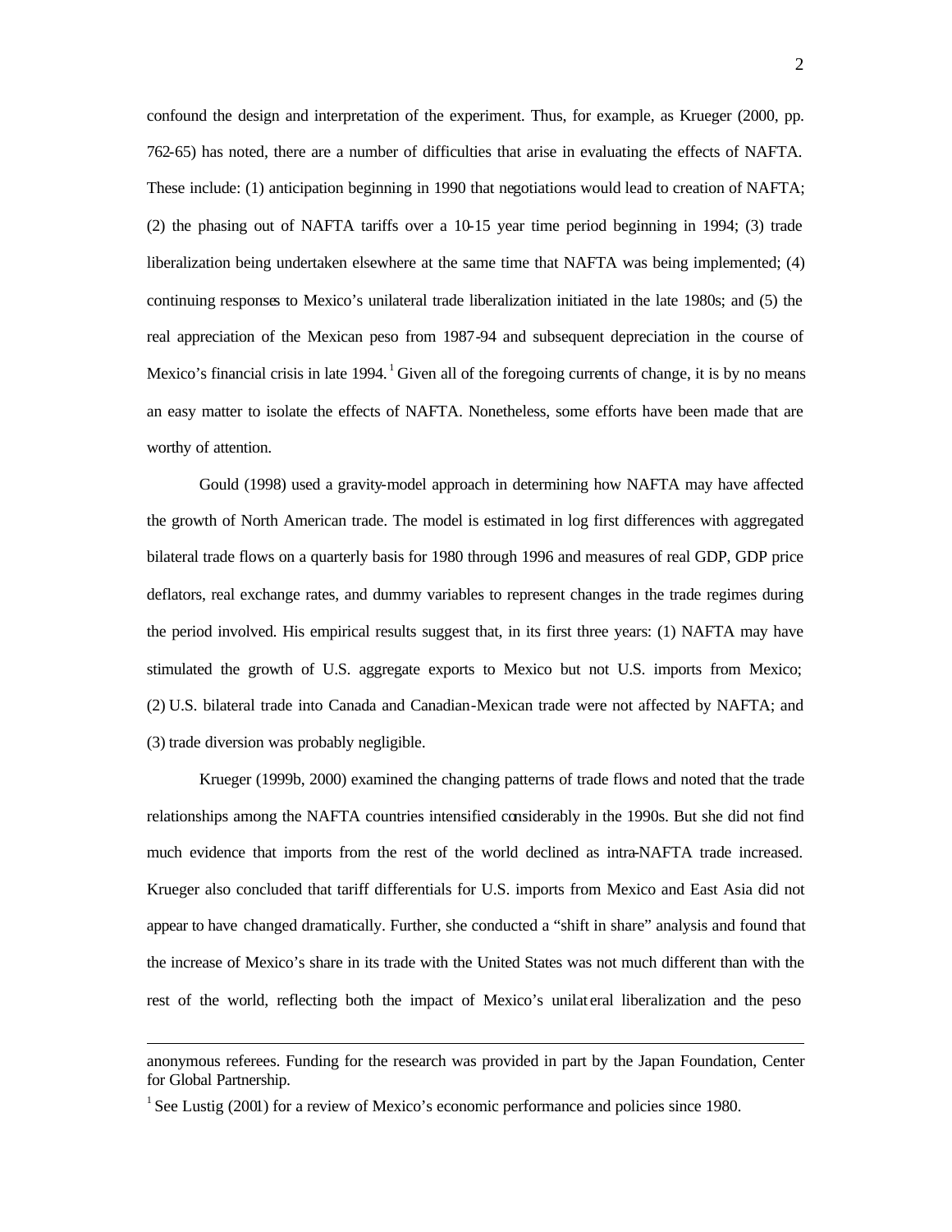confound the design and interpretation of the experiment. Thus, for example, as Krueger (2000, pp. 762-65) has noted, there are a number of difficulties that arise in evaluating the effects of NAFTA. These include: (1) anticipation beginning in 1990 that negotiations would lead to creation of NAFTA; (2) the phasing out of NAFTA tariffs over a 10-15 year time period beginning in 1994; (3) trade liberalization being undertaken elsewhere at the same time that NAFTA was being implemented; (4) continuing responses to Mexico's unilateral trade liberalization initiated in the late 1980s; and (5) the real appreciation of the Mexican peso from 1987-94 and subsequent depreciation in the course of Mexico's financial crisis in late 1994.[1] Given all of the foregoing currents of change, it is by no means an easy matter to isolate the effects of NAFTA. Nonetheless, some efforts have been made that are worthy of attention.

Gould (1998) used a gravity-model approach in determining how NAFTA may have affected the growth of North American trade. The model is estimated in log first differences with aggregated bilateral trade flows on a quarterly basis for 1980 through 1996 and measures of real GDP, GDP price deflators, real exchange rates, and dummy variables to represent changes in the trade regimes during the period involved. His empirical results suggest that, in its first three years: (1) NAFTA may have stimulated the growth of U.S. aggregate exports to Mexico but not U.S. imports from Mexico; (2) U.S. bilateral trade into Canada and Canadian-Mexican trade were not affected by NAFTA; and (3) trade diversion was probably negligible.

Krueger (1999b, 2000) examined the changing patterns of trade flows and noted that the trade relationships among the NAFTA countries intensified considerably in the 1990s. But she did not find much evidence that imports from the rest of the world declined as intra-NAFTA trade increased. Krueger also concluded that tariff differentials for U.S. imports from Mexico and East Asia did not appear to have changed dramatically. Further, she conducted a "shift in share" analysis and found that the increase of Mexico's share in its trade with the United States was not much different than with the rest of the world, reflecting both the impact of Mexico's unilateral liberalization and the peso

---

anonymous referees. Funding for the research was provided in part by the Japan Foundation, Center for Global Partnership.

[1] See Lustig (2001) for a review of Mexico's economic performance and policies since 1980.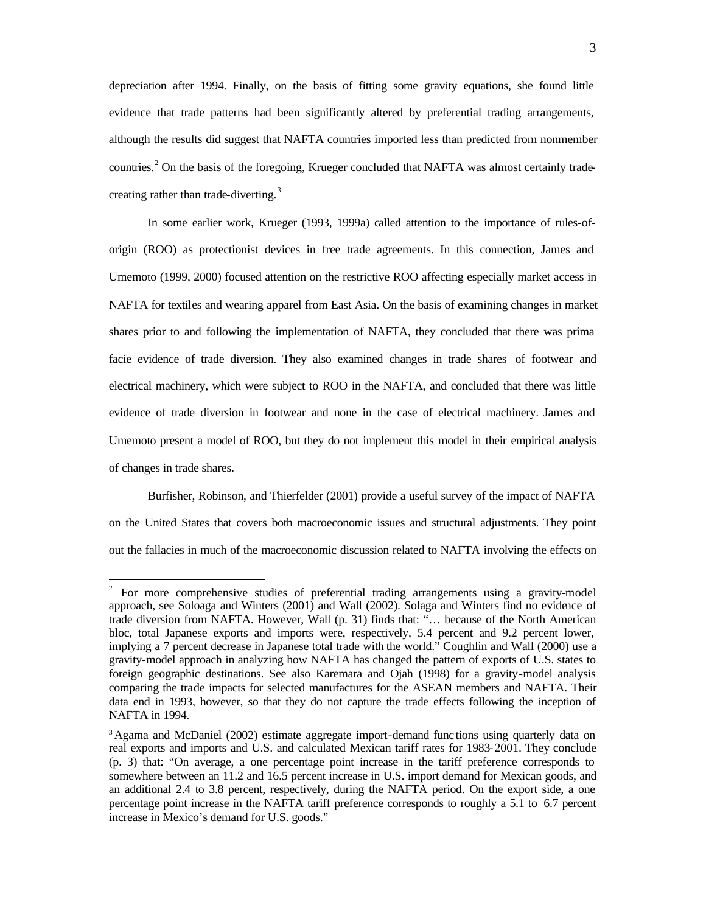depreciation after 1994. Finally, on the basis of fitting some gravity equations, she found little evidence that trade patterns had been significantly altered by preferential trading arrangements, although the results did suggest that NAFTA countries imported less than predicted from nonmember countries.[2] On the basis of the foregoing, Krueger concluded that NAFTA was almost certainly trade-creating rather than trade-diverting.[3]

In some earlier work, Krueger (1993, 1999a) called attention to the importance of rules-of-origin (ROO) as protectionist devices in free trade agreements. In this connection, James and Umemoto (1999, 2000) focused attention on the restrictive ROO affecting especially market access in NAFTA for textiles and wearing apparel from East Asia. On the basis of examining changes in market shares prior to and following the implementation of NAFTA, they concluded that there was prima facie evidence of trade diversion. They also examined changes in trade shares of footwear and electrical machinery, which were subject to ROO in the NAFTA, and concluded that there was little evidence of trade diversion in footwear and none in the case of electrical machinery. James and Umemoto present a model of ROO, but they do not implement this model in their empirical analysis of changes in trade shares.

Burfisher, Robinson, and Thierfelder (2001) provide a useful survey of the impact of NAFTA on the United States that covers both macroeconomic issues and structural adjustments. They point out the fallacies in much of the macroeconomic discussion related to NAFTA involving the effects on

---

[2] For more comprehensive studies of preferential trading arrangements using a gravity-model approach, see Soloaga and Winters (2001) and Wall (2002). Solaga and Winters find no evidence of trade diversion from NAFTA. However, Wall (p. 31) finds that: "… because of the North American bloc, total Japanese exports and imports were, respectively, 5.4 percent and 9.2 percent lower, implying a 7 percent decrease in Japanese total trade with the world." Coughlin and Wall (2000) use a gravity-model approach in analyzing how NAFTA has changed the pattern of exports of U.S. states to foreign geographic destinations. See also Karemara and Ojah (1998) for a gravity-model analysis comparing the trade impacts for selected manufactures for the ASEAN members and NAFTA. Their data end in 1993, however, so that they do not capture the trade effects following the inception of NAFTA in 1994.

[3] Agama and McDaniel (2002) estimate aggregate import-demand functions using quarterly data on real exports and imports and U.S. and calculated Mexican tariff rates for 1983-2001. They conclude (p. 3) that: "On average, a one percentage point increase in the tariff preference corresponds to somewhere between an 11.2 and 16.5 percent increase in U.S. import demand for Mexican goods, and an additional 2.4 to 3.8 percent, respectively, during the NAFTA period. On the export side, a one percentage point increase in the NAFTA tariff preference corresponds to roughly a 5.1 to 6.7 percent increase in Mexico's demand for U.S. goods."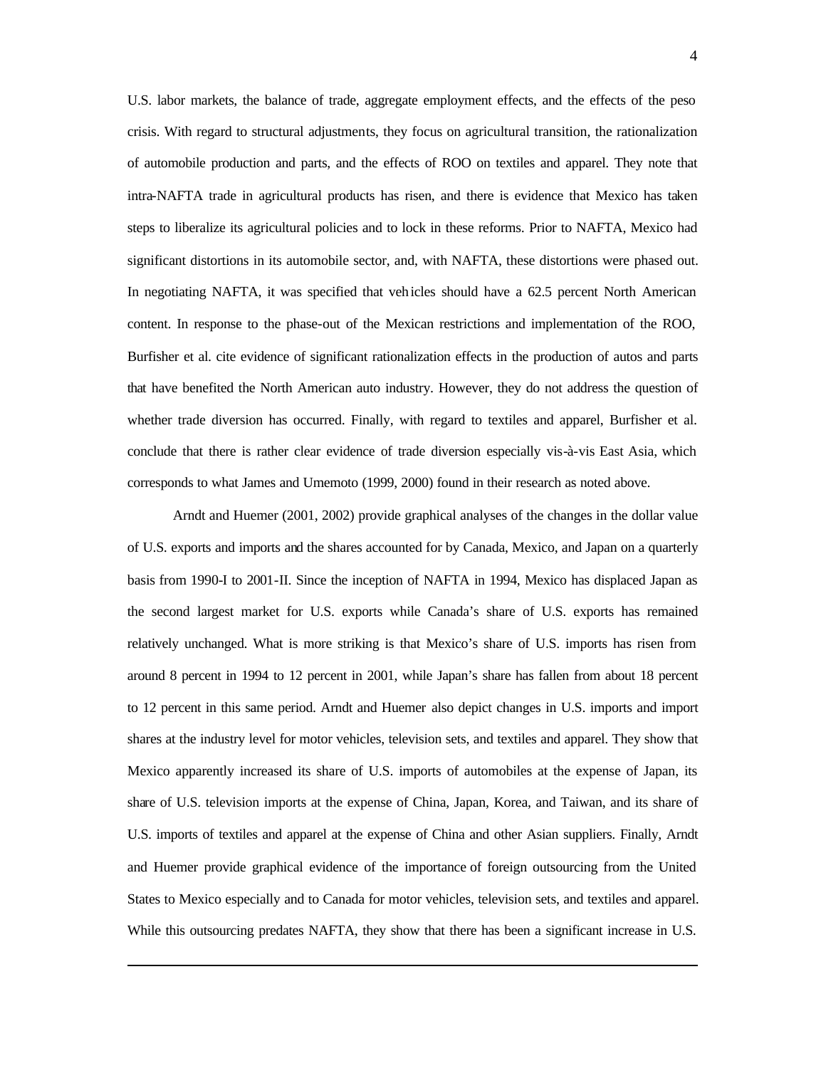U.S. labor markets, the balance of trade, aggregate employment effects, and the effects of the peso crisis. With regard to structural adjustments, they focus on agricultural transition, the rationalization of automobile production and parts, and the effects of ROO on textiles and apparel. They note that intra-NAFTA trade in agricultural products has risen, and there is evidence that Mexico has taken steps to liberalize its agricultural policies and to lock in these reforms. Prior to NAFTA, Mexico had significant distortions in its automobile sector, and, with NAFTA, these distortions were phased out. In negotiating NAFTA, it was specified that vehicles should have a 62.5 percent North American content. In response to the phase-out of the Mexican restrictions and implementation of the ROO, Burfisher et al. cite evidence of significant rationalization effects in the production of autos and parts that have benefited the North American auto industry. However, they do not address the question of whether trade diversion has occurred. Finally, with regard to textiles and apparel, Burfisher et al. conclude that there is rather clear evidence of trade diversion especially vis-à-vis East Asia, which corresponds to what James and Umemoto (1999, 2000) found in their research as noted above.

Arndt and Huemer (2001, 2002) provide graphical analyses of the changes in the dollar value of U.S. exports and imports and the shares accounted for by Canada, Mexico, and Japan on a quarterly basis from 1990-I to 2001-II. Since the inception of NAFTA in 1994, Mexico has displaced Japan as the second largest market for U.S. exports while Canada's share of U.S. exports has remained relatively unchanged. What is more striking is that Mexico's share of U.S. imports has risen from around 8 percent in 1994 to 12 percent in 2001, while Japan's share has fallen from about 18 percent to 12 percent in this same period. Arndt and Huemer also depict changes in U.S. imports and import shares at the industry level for motor vehicles, television sets, and textiles and apparel. They show that Mexico apparently increased its share of U.S. imports of automobiles at the expense of Japan, its share of U.S. television imports at the expense of China, Japan, Korea, and Taiwan, and its share of U.S. imports of textiles and apparel at the expense of China and other Asian suppliers. Finally, Arndt and Huemer provide graphical evidence of the importance of foreign outsourcing from the United States to Mexico especially and to Canada for motor vehicles, television sets, and textiles and apparel. While this outsourcing predates NAFTA, they show that there has been a significant increase in U.S.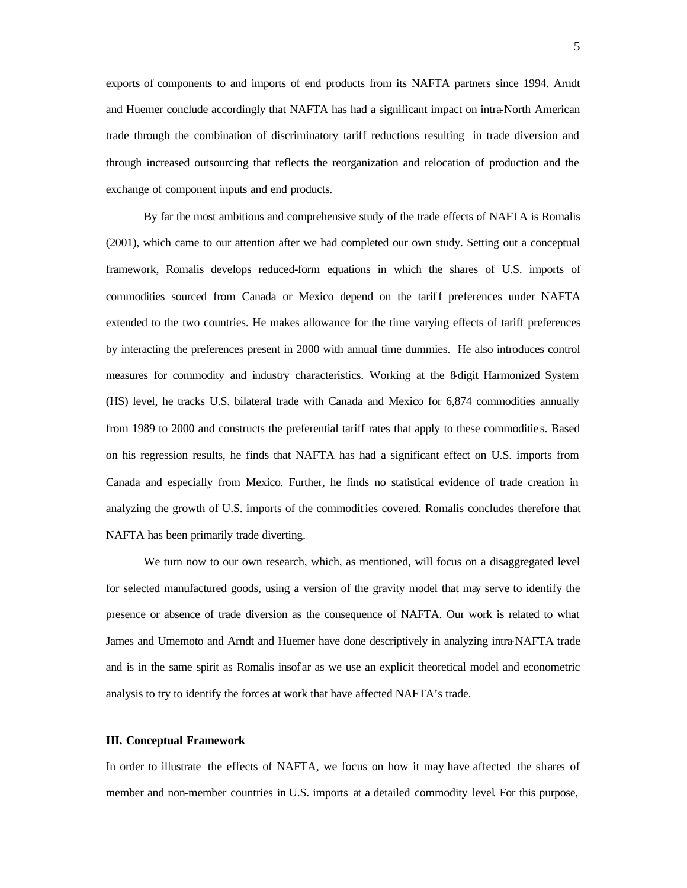exports of components to and imports of end products from its NAFTA partners since 1994. Arndt and Huemer conclude accordingly that NAFTA has had a significant impact on intra-North American trade through the combination of discriminatory tariff reductions resulting in trade diversion and through increased outsourcing that reflects the reorganization and relocation of production and the exchange of component inputs and end products.

By far the most ambitious and comprehensive study of the trade effects of NAFTA is Romalis (2001), which came to our attention after we had completed our own study. Setting out a conceptual framework, Romalis develops reduced-form equations in which the shares of U.S. imports of commodities sourced from Canada or Mexico depend on the tariff preferences under NAFTA extended to the two countries. He makes allowance for the time varying effects of tariff preferences by interacting the preferences present in 2000 with annual time dummies. He also introduces control measures for commodity and industry characteristics. Working at the 8-digit Harmonized System (HS) level, he tracks U.S. bilateral trade with Canada and Mexico for 6,874 commodities annually from 1989 to 2000 and constructs the preferential tariff rates that apply to these commodities. Based on his regression results, he finds that NAFTA has had a significant effect on U.S. imports from Canada and especially from Mexico. Further, he finds no statistical evidence of trade creation in analyzing the growth of U.S. imports of the commodities covered. Romalis concludes therefore that NAFTA has been primarily trade diverting.

We turn now to our own research, which, as mentioned, will focus on a disaggregated level for selected manufactured goods, using a version of the gravity model that may serve to identify the presence or absence of trade diversion as the consequence of NAFTA. Our work is related to what James and Umemoto and Arndt and Huemer have done descriptively in analyzing intra-NAFTA trade and is in the same spirit as Romalis insofar as we use an explicit theoretical model and econometric analysis to try to identify the forces at work that have affected NAFTA's trade.

## III. Conceptual Framework

In order to illustrate the effects of NAFTA, we focus on how it may have affected the shares of member and non-member countries in U.S. imports at a detailed commodity level. For this purpose,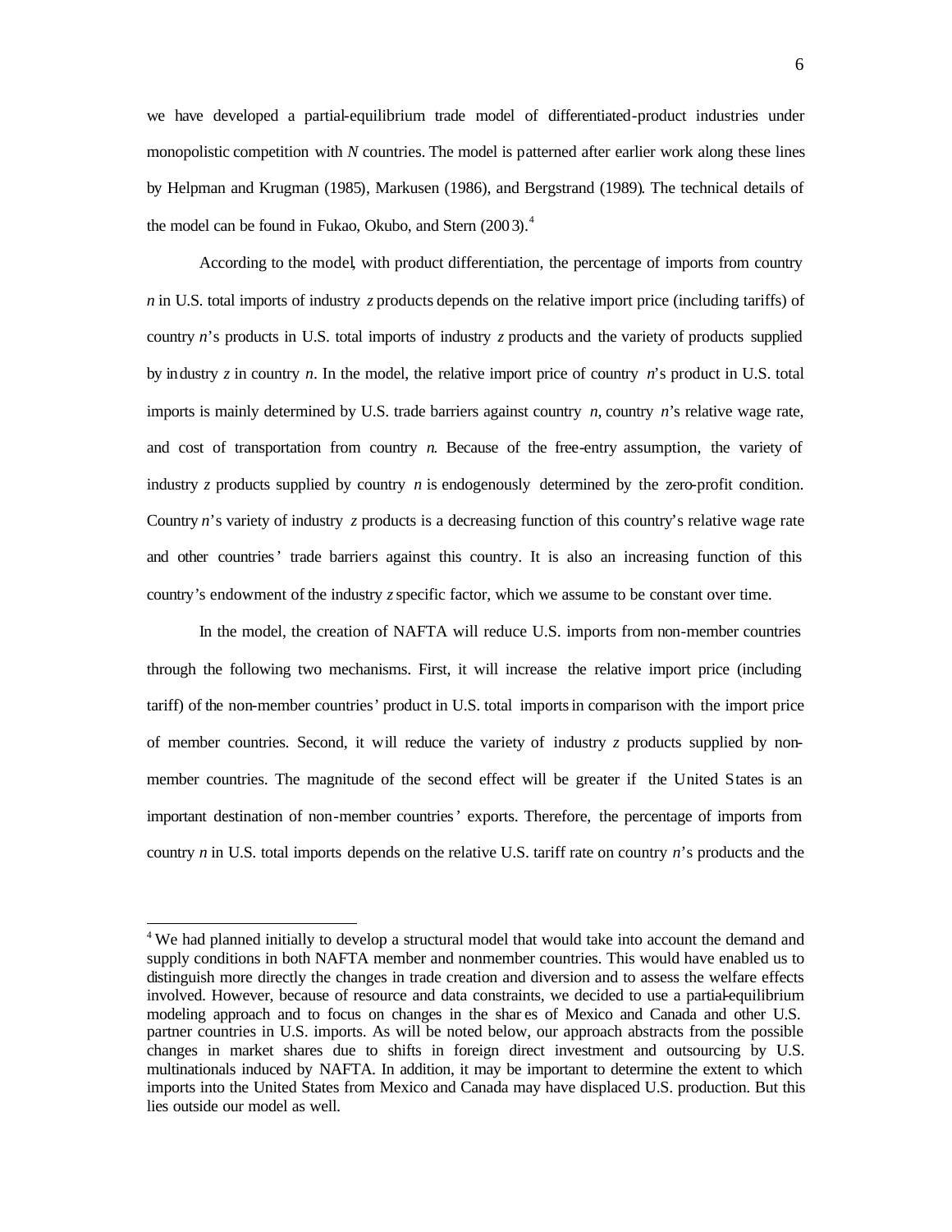we have developed a partial-equilibrium trade model of differentiated-product industries under monopolistic competition with *N* countries. The model is patterned after earlier work along these lines by Helpman and Krugman (1985), Markusen (1986), and Bergstrand (1989). The technical details of the model can be found in Fukao, Okubo, and Stern (2003).[4]

According to the model, with product differentiation, the percentage of imports from country *n* in U.S. total imports of industry *z* products depends on the relative import price (including tariffs) of country *n*'s products in U.S. total imports of industry *z* products and the variety of products supplied by industry *z* in country *n*. In the model, the relative import price of country *n*'s product in U.S. total imports is mainly determined by U.S. trade barriers against country *n*, country *n*'s relative wage rate, and cost of transportation from country *n*. Because of the free-entry assumption, the variety of industry *z* products supplied by country *n* is endogenously determined by the zero-profit condition. Country *n*'s variety of industry *z* products is a decreasing function of this country's relative wage rate and other countries' trade barriers against this country. It is also an increasing function of this country's endowment of the industry *z* specific factor, which we assume to be constant over time.

In the model, the creation of NAFTA will reduce U.S. imports from non-member countries through the following two mechanisms. First, it will increase the relative import price (including tariff) of the non-member countries' product in U.S. total imports in comparison with the import price of member countries. Second, it will reduce the variety of industry *z* products supplied by non-member countries. The magnitude of the second effect will be greater if the United States is an important destination of non-member countries' exports. Therefore, the percentage of imports from country *n* in U.S. total imports depends on the relative U.S. tariff rate on country *n*'s products and the

---

[4] We had planned initially to develop a structural model that would take into account the demand and supply conditions in both NAFTA member and nonmember countries. This would have enabled us to distinguish more directly the changes in trade creation and diversion and to assess the welfare effects involved. However, because of resource and data constraints, we decided to use a partial-equilibrium modeling approach and to focus on changes in the shares of Mexico and Canada and other U.S. partner countries in U.S. imports. As will be noted below, our approach abstracts from the possible changes in market shares due to shifts in foreign direct investment and outsourcing by U.S. multinationals induced by NAFTA. In addition, it may be important to determine the extent to which imports into the United States from Mexico and Canada may have displaced U.S. production. But this lies outside our model as well.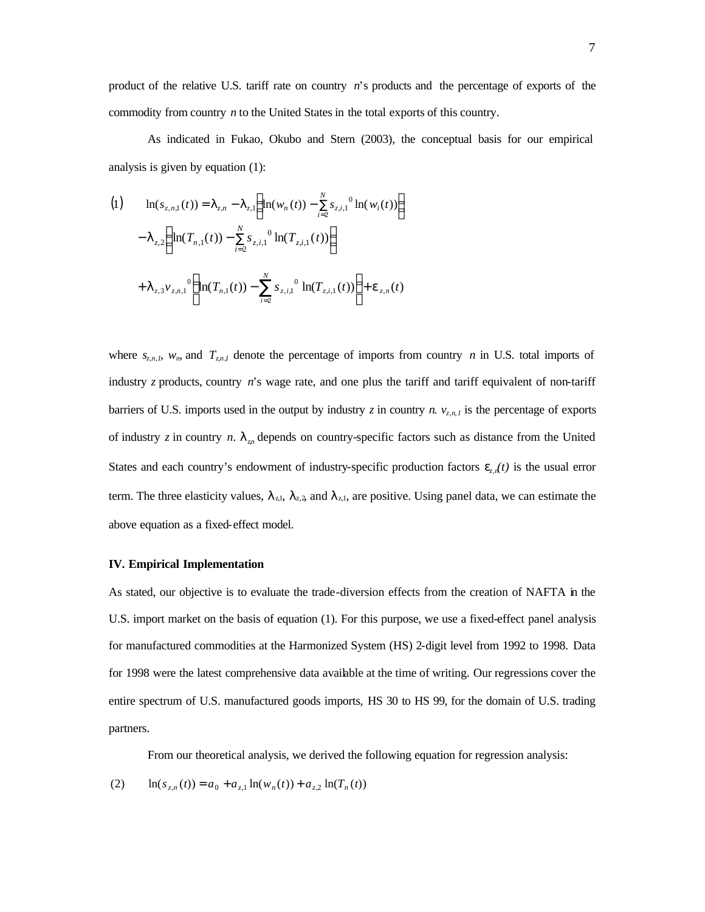product of the relative U.S. tariff rate on country $n$'s products and the percentage of exports of the commodity from country $n$ to the United States in the total exports of this country.

As indicated in Fukao, Okubo and Stern (2003), the conceptual basis for our empirical analysis is given by equation (1):

$$
\begin{aligned}
(1) \quad & \ln(s_{z,n,1}(t)) = \lambda_{z,n} - \lambda_{z,1}\left(\ln(w_n(t)) - \sum_{i=2}^{N} s_{z,i,1}{}^{0} \ln(w_i(t))\right) \\
& - \lambda_{z,2}\left(\ln(T_{n,1}(t)) - \sum_{i=2}^{N} s_{z,i,1}{}^{0} \ln(T_{z,i,1}(t))\right) \\
& + \lambda_{z,3} v_{z,n,1}{}^{0}\left(\ln(T_{n,1}(t)) - \sum_{i=2}^{N} s_{z,i,1}{}^{0} \ln(T_{z,i,1}(t))\right) + \varepsilon_{z,n}(t)
\end{aligned}
$$

where $s_{z,n,1}$, $w_n$, and $T_{z,n,1}$ denote the percentage of imports from country $n$ in U.S. total imports of industry $z$ products, country $n$'s wage rate, and one plus the tariff and tariff equivalent of non-tariff barriers of U.S. imports used in the output by industry $z$ in country $n$. $v_{z,n,1}$ is the percentage of exports of industry $z$ in country $n$. $\lambda_{z,n}$ depends on country-specific factors such as distance from the United States and each country's endowment of industry-specific production factors $\varepsilon_{z,n}(t)$ is the usual error term. The three elasticity values, $\lambda_{z,1}$, $\lambda_{z,2}$, and $\lambda_{z,1}$, are positive. Using panel data, we can estimate the above equation as a fixed-effect model.

### IV. Empirical Implementation

As stated, our objective is to evaluate the trade-diversion effects from the creation of NAFTA in the U.S. import market on the basis of equation (1). For this purpose, we use a fixed-effect panel analysis for manufactured commodities at the Harmonized System (HS) 2-digit level from 1992 to 1998. Data for 1998 were the latest comprehensive data available at the time of writing. Our regressions cover the entire spectrum of U.S. manufactured goods imports, HS 30 to HS 99, for the domain of U.S. trading partners.

From our theoretical analysis, we derived the following equation for regression analysis:

$$
(2) \quad \ln(s_{z,n}(t)) = a_0 + a_{z,1} \ln(w_n(t)) + a_{z,2} \ln(T_n(t))
$$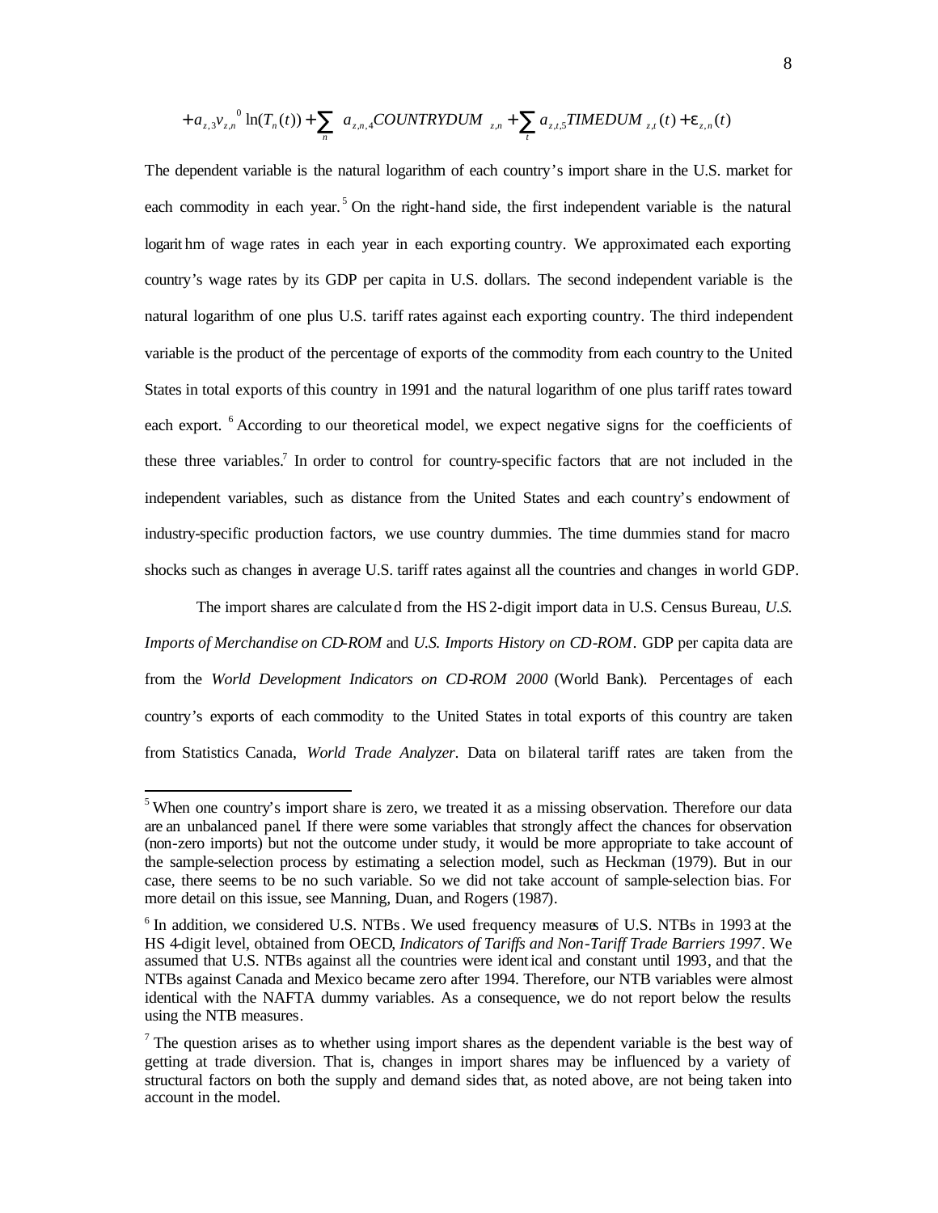$$+a_{z,3}v_{z,n}{}^{0}\ln(T_n(t))+\sum_n a_{z,n,4}COUNTRYDUM_{z,n}+\sum_t a_{z,t,5}TIMEDUM_{z,t}(t)+\varepsilon_{z,n}(t)$$

The dependent variable is the natural logarithm of each country's import share in the U.S. market for each commodity in each year.[5] On the right-hand side, the first independent variable is the natural logarithm of wage rates in each year in each exporting country. We approximated each exporting country's wage rates by its GDP per capita in U.S. dollars. The second independent variable is the natural logarithm of one plus U.S. tariff rates against each exporting country. The third independent variable is the product of the percentage of exports of the commodity from each country to the United States in total exports of this country in 1991 and the natural logarithm of one plus tariff rates toward each export.[6] According to our theoretical model, we expect negative signs for the coefficients of these three variables.[7] In order to control for country-specific factors that are not included in the independent variables, such as distance from the United States and each country's endowment of industry-specific production factors, we use country dummies. The time dummies stand for macro shocks such as changes in average U.S. tariff rates against all the countries and changes in world GDP.

The import shares are calculated from the HS 2-digit import data in U.S. Census Bureau, *U.S. Imports of Merchandise on CD-ROM* and *U.S. Imports History on CD-ROM*. GDP per capita data are from the *World Development Indicators on CD-ROM 2000* (World Bank). Percentages of each country's exports of each commodity to the United States in total exports of this country are taken from Statistics Canada, *World Trade Analyzer*. Data on bilateral tariff rates are taken from the

---

[5] When one country's import share is zero, we treated it as a missing observation. Therefore our data are an unbalanced panel. If there were some variables that strongly affect the chances for observation (non-zero imports) but not the outcome under study, it would be more appropriate to take account of the sample-selection process by estimating a selection model, such as Heckman (1979). But in our case, there seems to be no such variable. So we did not take account of sample-selection bias. For more detail on this issue, see Manning, Duan, and Rogers (1987).

[6] In addition, we considered U.S. NTBs. We used frequency measures of U.S. NTBs in 1993 at the HS 4-digit level, obtained from OECD, *Indicators of Tariffs and Non-Tariff Trade Barriers 1997*. We assumed that U.S. NTBs against all the countries were identical and constant until 1993, and that the NTBs against Canada and Mexico became zero after 1994. Therefore, our NTB variables were almost identical with the NAFTA dummy variables. As a consequence, we do not report below the results using the NTB measures.

[7] The question arises as to whether using import shares as the dependent variable is the best way of getting at trade diversion. That is, changes in import shares may be influenced by a variety of structural factors on both the supply and demand sides that, as noted above, are not being taken into account in the model.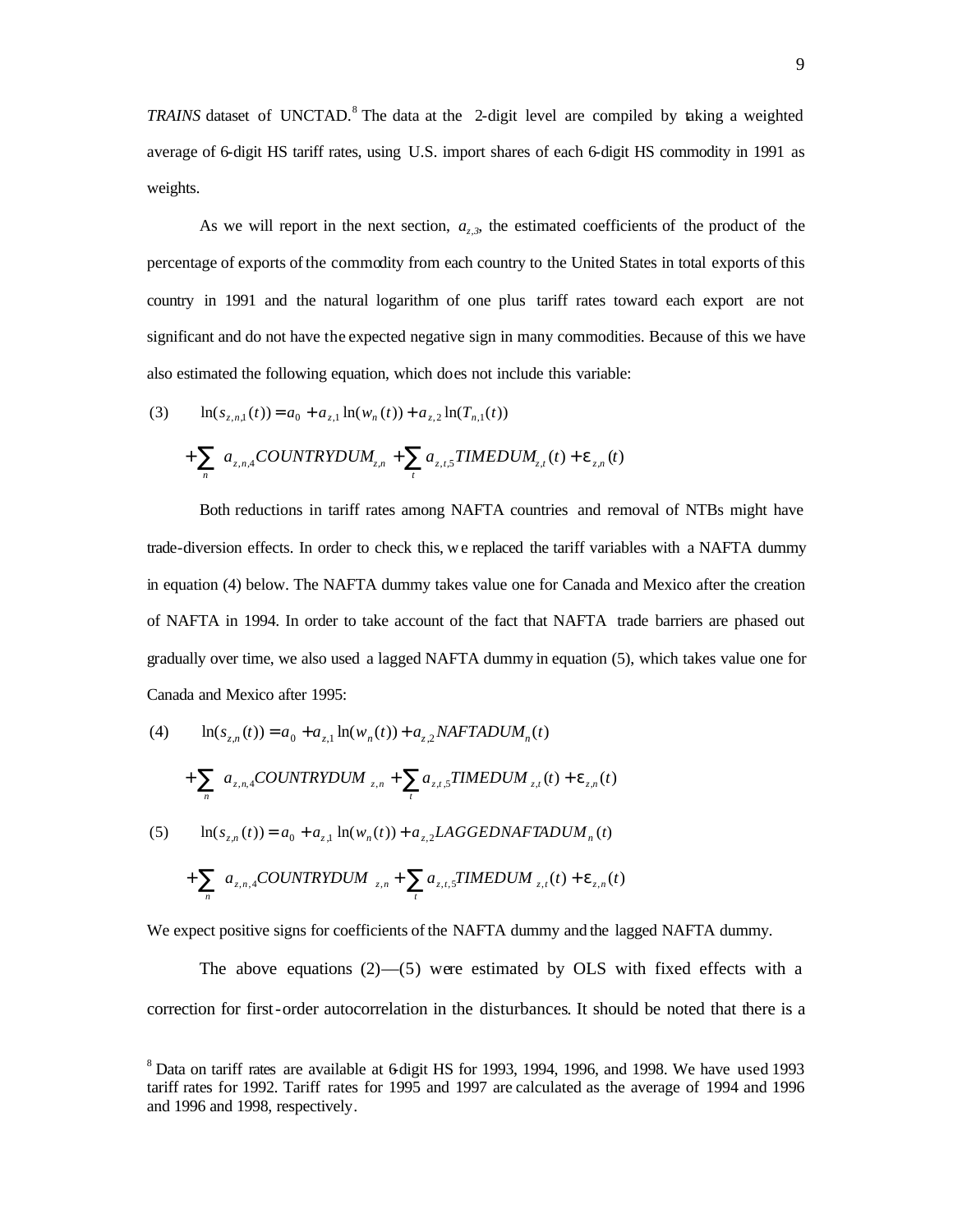*TRAINS* dataset of UNCTAD.[8] The data at the 2-digit level are compiled by taking a weighted average of 6-digit HS tariff rates, using U.S. import shares of each 6-digit HS commodity in 1991 as weights.

As we will report in the next section, $a_{z,3}$, the estimated coefficients of the product of the percentage of exports of the commodity from each country to the United States in total exports of this country in 1991 and the natural logarithm of one plus tariff rates toward each export are not significant and do not have the expected negative sign in many commodities. Because of this we have also estimated the following equation, which does not include this variable:

$$(3) \qquad \ln(s_{z,n,1}(t)) = a_0 + a_{z,1}\ln(w_n(t)) + a_{z,2}\ln(T_{n,1}(t))$$
$$+ \sum_n a_{z,n,4} COUNTRYDUM_{z,n} + \sum_t a_{z,t,5} TIMEDUM_{z,t}(t) + \varepsilon_{z,n}(t)$$

Both reductions in tariff rates among NAFTA countries and removal of NTBs might have trade-diversion effects. In order to check this, we replaced the tariff variables with a NAFTA dummy in equation (4) below. The NAFTA dummy takes value one for Canada and Mexico after the creation of NAFTA in 1994. In order to take account of the fact that NAFTA trade barriers are phased out gradually over time, we also used a lagged NAFTA dummy in equation (5), which takes value one for Canada and Mexico after 1995:

$$(4) \qquad \ln(s_{z,n}(t)) = a_0 + a_{z,1}\ln(w_n(t)) + a_{z,2} NAFTADUM_n(t)$$
$$+ \sum_n a_{z,n,4} COUNTRYDUM_{z,n} + \sum_t a_{z,t,5} TIMEDUM_{z,t}(t) + \varepsilon_{z,n}(t)$$

$$(5) \qquad \ln(s_{z,n}(t)) = a_0 + a_{z,1}\ln(w_n(t)) + a_{z,2} LAGGEDNAFTADUM_n(t)$$
$$+ \sum_n a_{z,n,4} COUNTRYDUM_{z,n} + \sum_t a_{z,t,5} TIMEDUM_{z,t}(t) + \varepsilon_{z,n}(t)$$

We expect positive signs for coefficients of the NAFTA dummy and the lagged NAFTA dummy.

The above equations (2)—(5) were estimated by OLS with fixed effects with a correction for first-order autocorrelation in the disturbances. It should be noted that there is a

[8] Data on tariff rates are available at 6-digit HS for 1993, 1994, 1996, and 1998. We have used 1993 tariff rates for 1992. Tariff rates for 1995 and 1997 are calculated as the average of 1994 and 1996 and 1996 and 1998, respectively.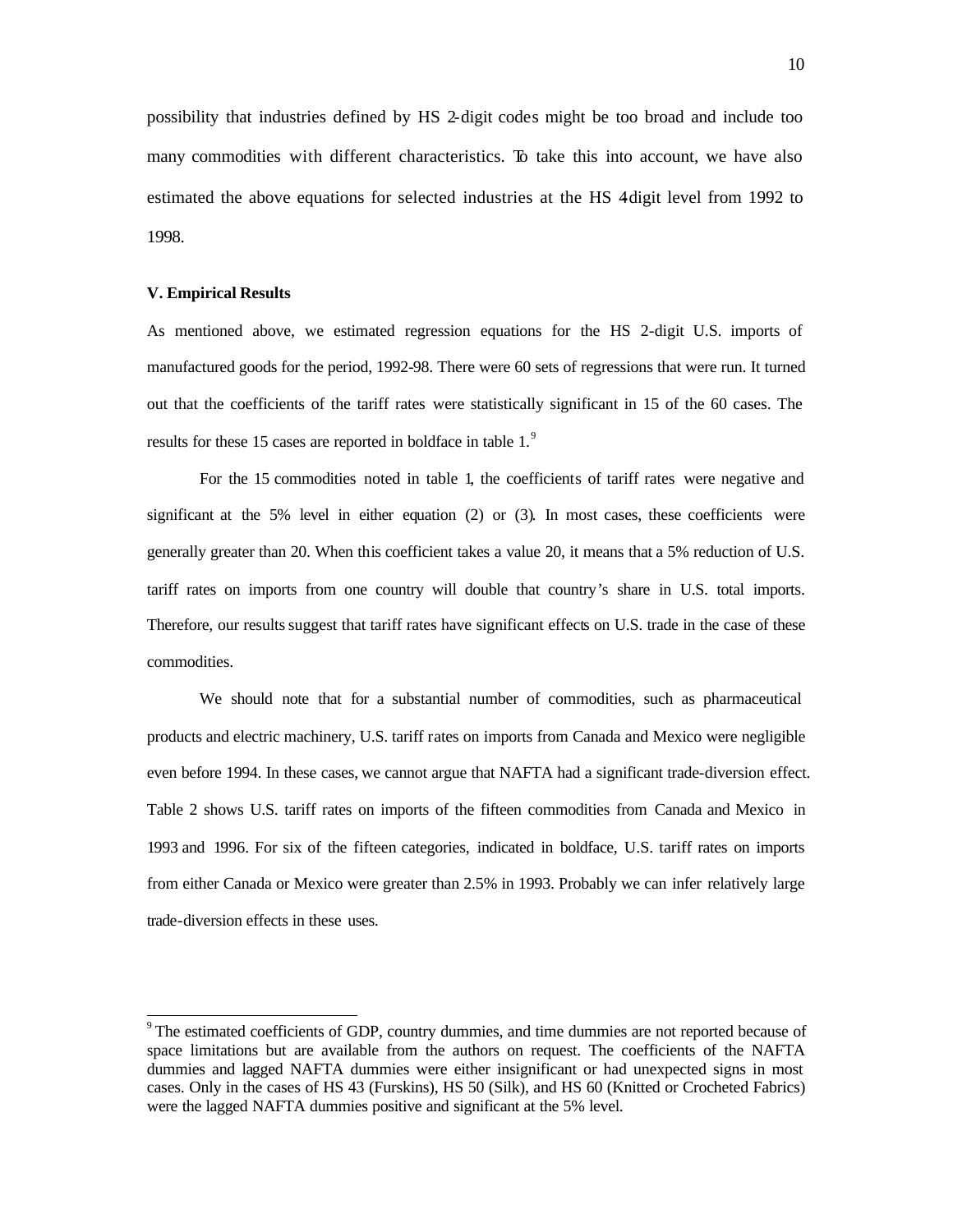possibility that industries defined by HS 2-digit codes might be too broad and include too many commodities with different characteristics. To take this into account, we have also estimated the above equations for selected industries at the HS 4-digit level from 1992 to 1998.

### V. Empirical Results

As mentioned above, we estimated regression equations for the HS 2-digit U.S. imports of manufactured goods for the period, 1992-98. There were 60 sets of regressions that were run. It turned out that the coefficients of the tariff rates were statistically significant in 15 of the 60 cases. The results for these 15 cases are reported in boldface in table 1.[9]

For the 15 commodities noted in table 1, the coefficients of tariff rates were negative and significant at the 5% level in either equation (2) or (3). In most cases, these coefficients were generally greater than 20. When this coefficient takes a value 20, it means that a 5% reduction of U.S. tariff rates on imports from one country will double that country's share in U.S. total imports. Therefore, our results suggest that tariff rates have significant effects on U.S. trade in the case of these commodities.

We should note that for a substantial number of commodities, such as pharmaceutical products and electric machinery, U.S. tariff rates on imports from Canada and Mexico were negligible even before 1994. In these cases, we cannot argue that NAFTA had a significant trade-diversion effect. Table 2 shows U.S. tariff rates on imports of the fifteen commodities from Canada and Mexico in 1993 and 1996. For six of the fifteen categories, indicated in boldface, U.S. tariff rates on imports from either Canada or Mexico were greater than 2.5% in 1993. Probably we can infer relatively large trade-diversion effects in these uses.

---

[9] The estimated coefficients of GDP, country dummies, and time dummies are not reported because of space limitations but are available from the authors on request. The coefficients of the NAFTA dummies and lagged NAFTA dummies were either insignificant or had unexpected signs in most cases. Only in the cases of HS 43 (Furskins), HS 50 (Silk), and HS 60 (Knitted or Crocheted Fabrics) were the lagged NAFTA dummies positive and significant at the 5% level.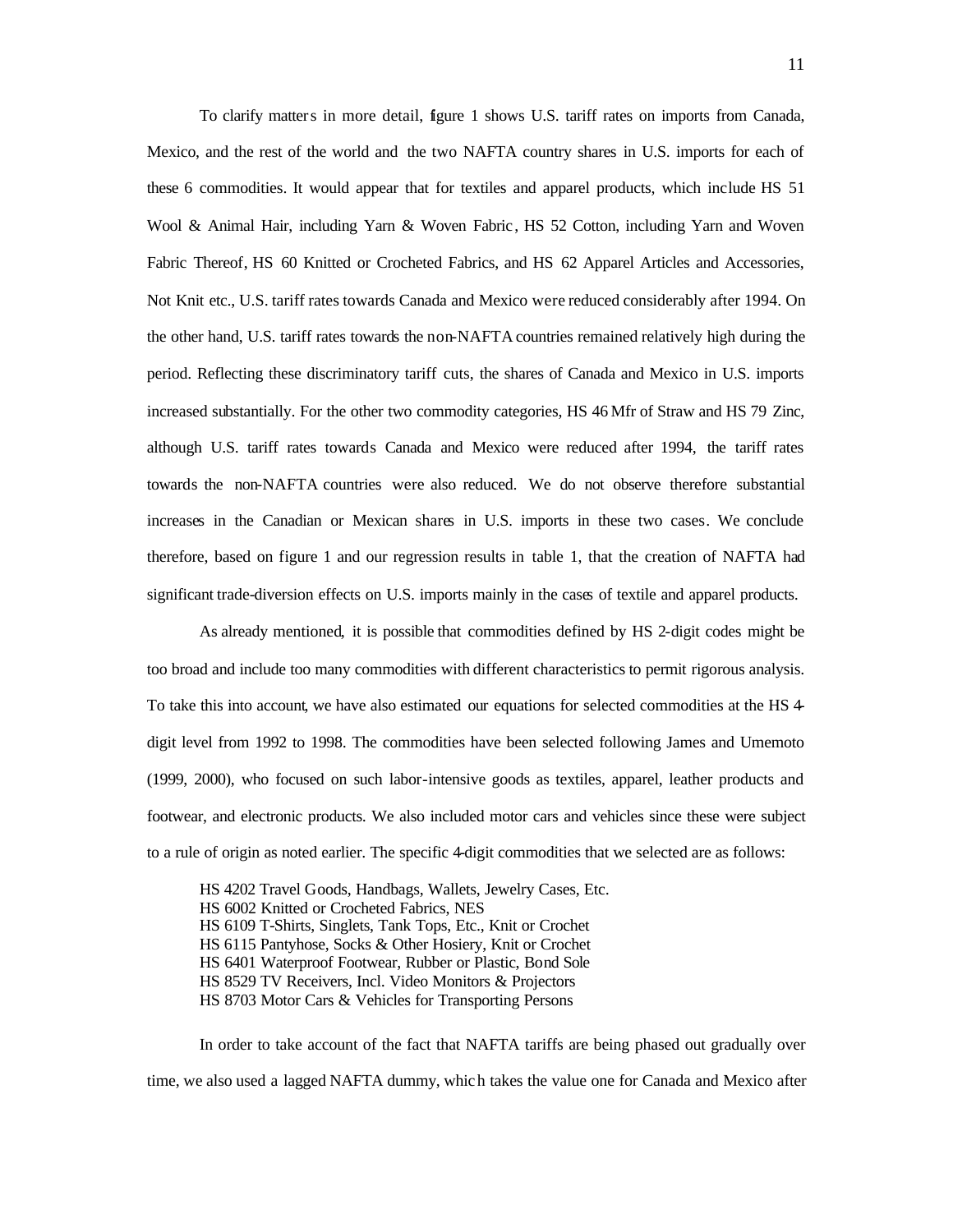To clarify matters in more detail, figure 1 shows U.S. tariff rates on imports from Canada, Mexico, and the rest of the world and the two NAFTA country shares in U.S. imports for each of these 6 commodities. It would appear that for textiles and apparel products, which include HS 51 Wool & Animal Hair, including Yarn & Woven Fabric, HS 52 Cotton, including Yarn and Woven Fabric Thereof, HS 60 Knitted or Crocheted Fabrics, and HS 62 Apparel Articles and Accessories, Not Knit etc., U.S. tariff rates towards Canada and Mexico were reduced considerably after 1994. On the other hand, U.S. tariff rates towards the non-NAFTA countries remained relatively high during the period. Reflecting these discriminatory tariff cuts, the shares of Canada and Mexico in U.S. imports increased substantially. For the other two commodity categories, HS 46 Mfr of Straw and HS 79 Zinc, although U.S. tariff rates towards Canada and Mexico were reduced after 1994, the tariff rates towards the non-NAFTA countries were also reduced. We do not observe therefore substantial increases in the Canadian or Mexican shares in U.S. imports in these two cases. We conclude therefore, based on figure 1 and our regression results in table 1, that the creation of NAFTA had significant trade-diversion effects on U.S. imports mainly in the cases of textile and apparel products.

As already mentioned, it is possible that commodities defined by HS 2-digit codes might be too broad and include too many commodities with different characteristics to permit rigorous analysis. To take this into account, we have also estimated our equations for selected commodities at the HS 4-digit level from 1992 to 1998. The commodities have been selected following James and Umemoto (1999, 2000), who focused on such labor-intensive goods as textiles, apparel, leather products and footwear, and electronic products. We also included motor cars and vehicles since these were subject to a rule of origin as noted earlier. The specific 4-digit commodities that we selected are as follows:

HS 4202 Travel Goods, Handbags, Wallets, Jewelry Cases, Etc.
HS 6002 Knitted or Crocheted Fabrics, NES
HS 6109 T-Shirts, Singlets, Tank Tops, Etc., Knit or Crochet
HS 6115 Pantyhose, Socks & Other Hosiery, Knit or Crochet
HS 6401 Waterproof Footwear, Rubber or Plastic, Bond Sole
HS 8529 TV Receivers, Incl. Video Monitors & Projectors
HS 8703 Motor Cars & Vehicles for Transporting Persons

In order to take account of the fact that NAFTA tariffs are being phased out gradually over time, we also used a lagged NAFTA dummy, which takes the value one for Canada and Mexico after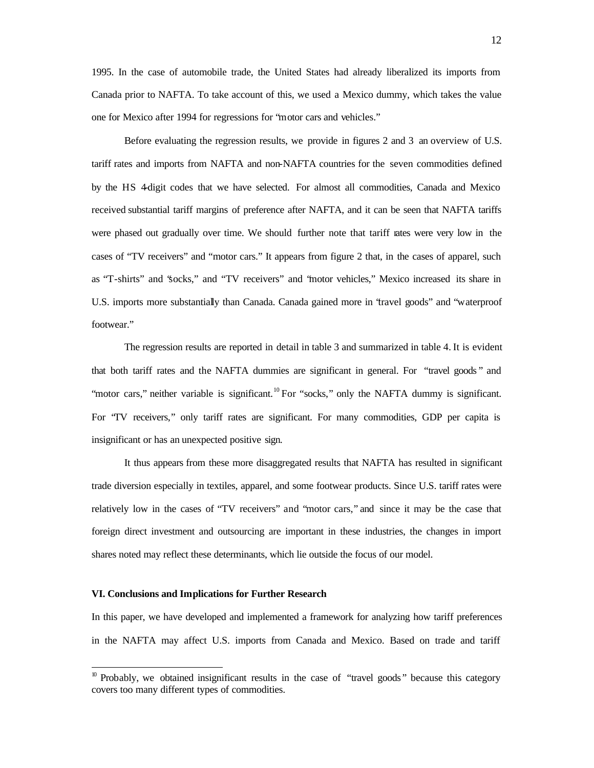1995. In the case of automobile trade, the United States had already liberalized its imports from Canada prior to NAFTA. To take account of this, we used a Mexico dummy, which takes the value one for Mexico after 1994 for regressions for "motor cars and vehicles."

Before evaluating the regression results, we provide in figures 2 and 3 an overview of U.S. tariff rates and imports from NAFTA and non-NAFTA countries for the seven commodities defined by the HS 4-digit codes that we have selected. For almost all commodities, Canada and Mexico received substantial tariff margins of preference after NAFTA, and it can be seen that NAFTA tariffs were phased out gradually over time. We should further note that tariff rates were very low in the cases of "TV receivers" and "motor cars." It appears from figure 2 that, in the cases of apparel, such as "T-shirts" and "socks," and "TV receivers" and "motor vehicles," Mexico increased its share in U.S. imports more substantially than Canada. Canada gained more in "travel goods" and "waterproof footwear."

The regression results are reported in detail in table 3 and summarized in table 4. It is evident that both tariff rates and the NAFTA dummies are significant in general. For "travel goods" and "motor cars," neither variable is significant.[10] For "socks," only the NAFTA dummy is significant. For "TV receivers," only tariff rates are significant. For many commodities, GDP per capita is insignificant or has an unexpected positive sign.

It thus appears from these more disaggregated results that NAFTA has resulted in significant trade diversion especially in textiles, apparel, and some footwear products. Since U.S. tariff rates were relatively low in the cases of "TV receivers" and "motor cars," and since it may be the case that foreign direct investment and outsourcing are important in these industries, the changes in import shares noted may reflect these determinants, which lie outside the focus of our model.

## VI. Conclusions and Implications for Further Research

In this paper, we have developed and implemented a framework for analyzing how tariff preferences in the NAFTA may affect U.S. imports from Canada and Mexico. Based on trade and tariff

[10] Probably, we obtained insignificant results in the case of "travel goods" because this category covers too many different types of commodities.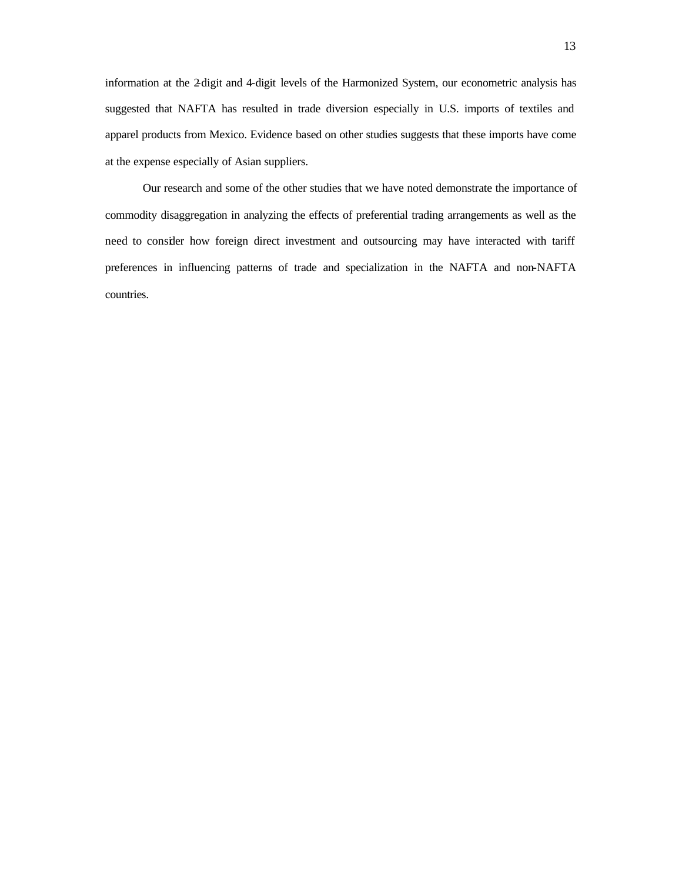information at the 2-digit and 4-digit levels of the Harmonized System, our econometric analysis has suggested that NAFTA has resulted in trade diversion especially in U.S. imports of textiles and apparel products from Mexico. Evidence based on other studies suggests that these imports have come at the expense especially of Asian suppliers.

Our research and some of the other studies that we have noted demonstrate the importance of commodity disaggregation in analyzing the effects of preferential trading arrangements as well as the need to consider how foreign direct investment and outsourcing may have interacted with tariff preferences in influencing patterns of trade and specialization in the NAFTA and non-NAFTA countries.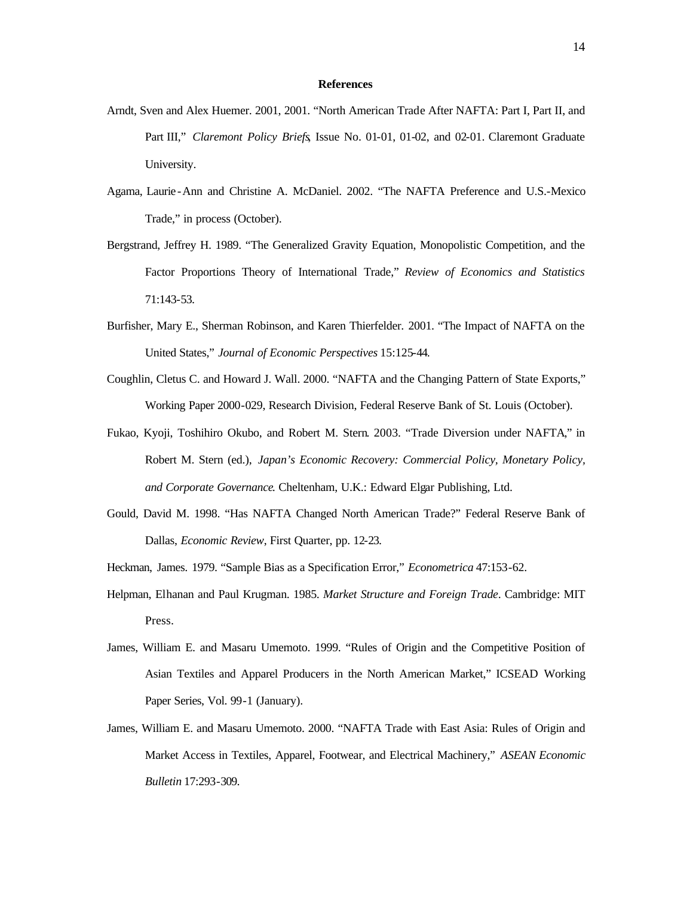## References

Arndt, Sven and Alex Huemer. 2001, 2001. "North American Trade After NAFTA: Part I, Part II, and Part III," *Claremont Policy Briefs*, Issue No. 01-01, 01-02, and 02-01. Claremont Graduate University.

Agama, Laurie-Ann and Christine A. McDaniel. 2002. "The NAFTA Preference and U.S.-Mexico Trade," in process (October).

Bergstrand, Jeffrey H. 1989. "The Generalized Gravity Equation, Monopolistic Competition, and the Factor Proportions Theory of International Trade," *Review of Economics and Statistics* 71:143-53.

Burfisher, Mary E., Sherman Robinson, and Karen Thierfelder. 2001. "The Impact of NAFTA on the United States," *Journal of Economic Perspectives* 15:125-44.

Coughlin, Cletus C. and Howard J. Wall. 2000. "NAFTA and the Changing Pattern of State Exports," Working Paper 2000-029, Research Division, Federal Reserve Bank of St. Louis (October).

Fukao, Kyoji, Toshihiro Okubo, and Robert M. Stern. 2003. "Trade Diversion under NAFTA," in Robert M. Stern (ed.), *Japan's Economic Recovery: Commercial Policy, Monetary Policy, and Corporate Governance*. Cheltenham, U.K.: Edward Elgar Publishing, Ltd.

Gould, David M. 1998. "Has NAFTA Changed North American Trade?" Federal Reserve Bank of Dallas, *Economic Review*, First Quarter, pp. 12-23.

Heckman, James. 1979. "Sample Bias as a Specification Error," *Econometrica* 47:153-62.

Helpman, Elhanan and Paul Krugman. 1985. *Market Structure and Foreign Trade*. Cambridge: MIT Press.

James, William E. and Masaru Umemoto. 1999. "Rules of Origin and the Competitive Position of Asian Textiles and Apparel Producers in the North American Market," ICSEAD Working Paper Series, Vol. 99-1 (January).

James, William E. and Masaru Umemoto. 2000. "NAFTA Trade with East Asia: Rules of Origin and Market Access in Textiles, Apparel, Footwear, and Electrical Machinery," *ASEAN Economic Bulletin* 17:293-309.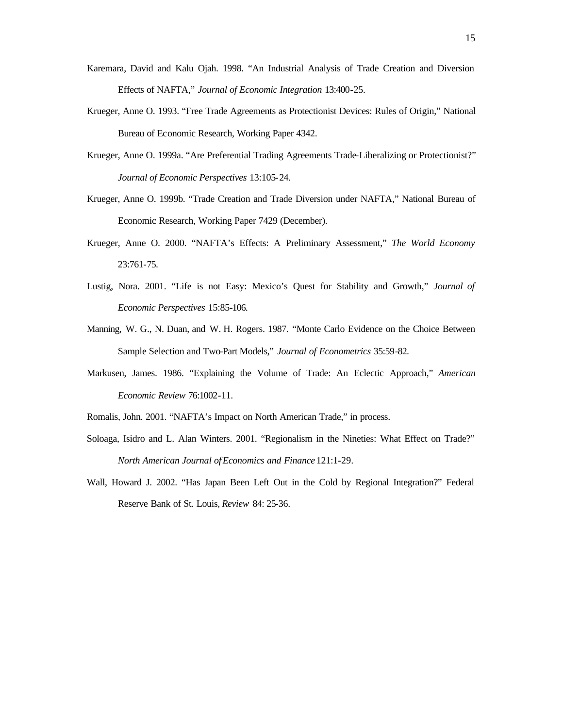Karemara, David and Kalu Ojah. 1998. “An Industrial Analysis of Trade Creation and Diversion Effects of NAFTA,” *Journal of Economic Integration* 13:400-25.

Krueger, Anne O. 1993. “Free Trade Agreements as Protectionist Devices: Rules of Origin,” National Bureau of Economic Research, Working Paper 4342.

Krueger, Anne O. 1999a. “Are Preferential Trading Agreements Trade-Liberalizing or Protectionist?” *Journal of Economic Perspectives* 13:105-24.

Krueger, Anne O. 1999b. “Trade Creation and Trade Diversion under NAFTA,” National Bureau of Economic Research, Working Paper 7429 (December).

Krueger, Anne O. 2000. “NAFTA’s Effects: A Preliminary Assessment,” *The World Economy* 23:761-75.

Lustig, Nora. 2001. “Life is not Easy: Mexico’s Quest for Stability and Growth,” *Journal of Economic Perspectives* 15:85-106.

Manning, W. G., N. Duan, and W. H. Rogers. 1987. “Monte Carlo Evidence on the Choice Between Sample Selection and Two-Part Models,” *Journal of Econometrics* 35:59-82.

Markusen, James. 1986. “Explaining the Volume of Trade: An Eclectic Approach,” *American Economic Review* 76:1002-11.

Romalis, John. 2001. “NAFTA’s Impact on North American Trade,” in process.

Soloaga, Isidro and L. Alan Winters. 2001. “Regionalism in the Nineties: What Effect on Trade?” *North American Journal of Economics and Finance* 121:1-29.

Wall, Howard J. 2002. “Has Japan Been Left Out in the Cold by Regional Integration?” Federal Reserve Bank of St. Louis, *Review* 84: 25-36.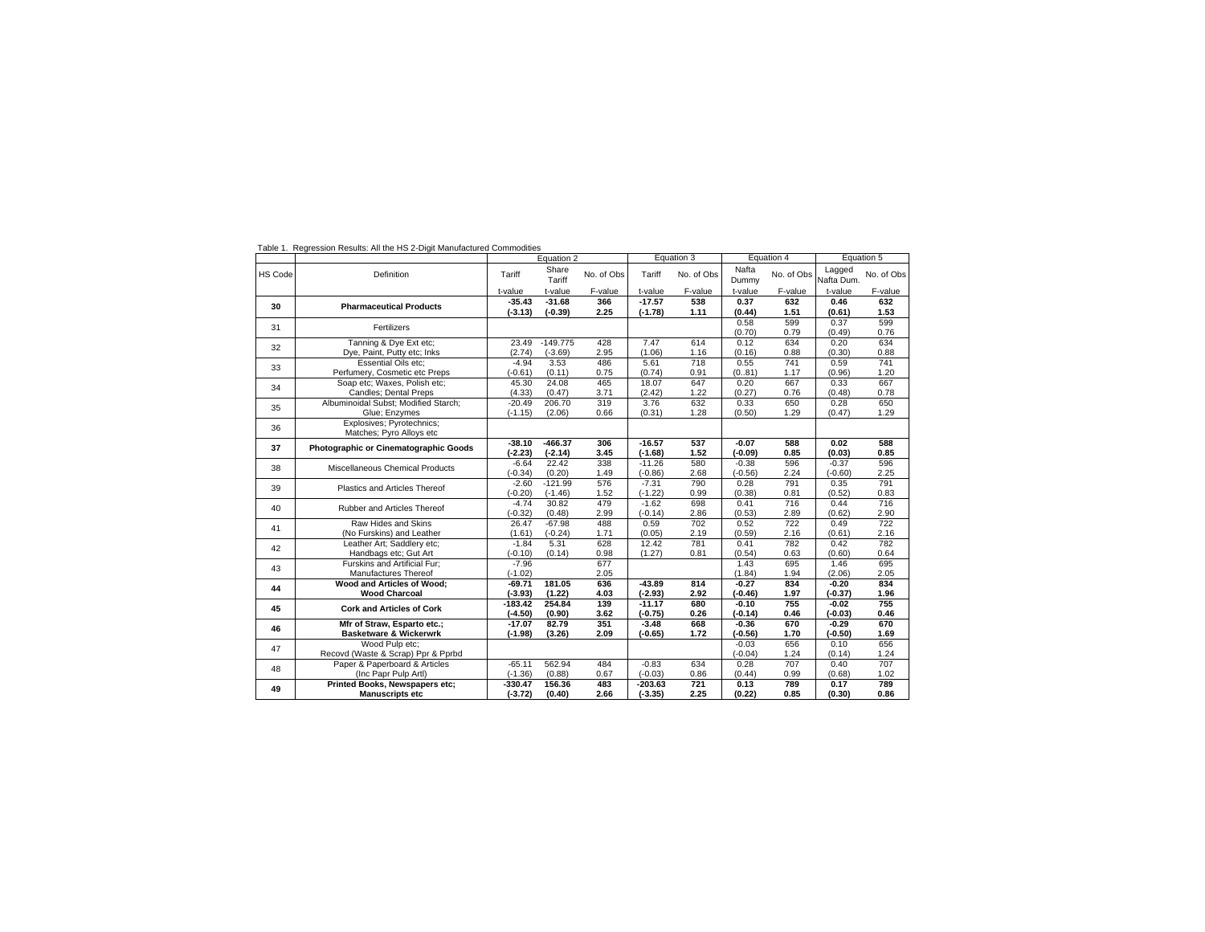Table 1. Regression Results: All the HS 2-Digit Manufactured Commodities

| HS Code | Definition | Equation 2 | | | Equation 3 | | Equation 4 | | Equation 5 | |
|---|---|---|---|---|---|---|---|---|---|---|
| | | Tariff | Share Tariff | No. of Obs | Tariff | No. of Obs | Nafta Dummy | No. of Obs | Lagged Nafta Dum. | No. of Obs |
| | | t-value | t-value | F-value | t-value | F-value | t-value | F-value | t-value | F-value |
| **30** | **Pharmaceutical Products** | **-35.43** | **-31.68** | **366** | **-17.57** | **538** | **0.37** | **632** | **0.46** | **632** |
| | | **(-3.13)** | **(-0.39)** | **2.25** | **(-1.78)** | **1.11** | **(0.44)** | **1.51** | **(0.61)** | **1.53** |
| 31 | Fertilizers | | | | | | 0.58 | 599 | 0.37 | 599 |
| | | | | | | | (0.70) | 0.79 | (0.49) | 0.76 |
| 32 | Tanning & Dye Ext etc; | 23.49 | -149.775 | 428 | 7.47 | 614 | 0.12 | 634 | 0.20 | 634 |
| | Dye, Paint, Putty etc; Inks | (2.74) | (-3.69) | 2.95 | (1.06) | 1.16 | (0.16) | 0.88 | (0.30) | 0.88 |
| 33 | Essential Oils etc; | -4.94 | 3.53 | 486 | 5.61 | 718 | 0.55 | 741 | 0.59 | 741 |
| | Perfumery, Cosmetic etc Preps | (-0.61) | (0.11) | 0.75 | (0.74) | 0.91 | (0..81) | 1.17 | (0.96) | 1.20 |
| 34 | Soap etc; Waxes, Polish etc; | 45.30 | 24.08 | 465 | 18.07 | 647 | 0.20 | 667 | 0.33 | 667 |
| | Candles; Dental Preps | (4.33) | (0.47) | 3.71 | (2.42) | 1.22 | (0.27) | 0.76 | (0.48) | 0.78 |
| 35 | Albuminoidal Subst; Modified Starch; | -20.49 | 206.70 | 319 | 3.76 | 632 | 0.33 | 650 | 0.28 | 650 |
| | Glue; Enzymes | (-1.15) | (2.06) | 0.66 | (0.31) | 1.28 | (0.50) | 1.29 | (0.47) | 1.29 |
| 36 | Explosives; Pyrotechnics; | | | | | | | | | |
| | Matches; Pyro Alloys etc | | | | | | | | | |
| **37** | **Photographic or Cinematographic Goods** | **-38.10** | **-466.37** | **306** | **-16.57** | **537** | **-0.07** | **588** | **0.02** | **588** |
| | | **(-2.23)** | **(-2.14)** | **3.45** | **(-1.68)** | **1.52** | **(-0.09)** | **0.85** | **(0.03)** | **0.85** |
| 38 | Miscellaneous Chemical Products | -6.64 | 22.42 | 338 | -11.26 | 580 | -0.38 | 596 | -0.37 | 596 |
| | | (-0.34) | (0.20) | 1.49 | (-0.86) | 2.68 | (-0.56) | 2.24 | (-0.60) | 2.25 |
| 39 | Plastics and Articles Thereof | -2.60 | -121.99 | 576 | -7.31 | 790 | 0.28 | 791 | 0.35 | 791 |
| | | (-0.20) | (-1.46) | 1.52 | (-1.22) | 0.99 | (0.38) | 0.81 | (0.52) | 0.83 |
| 40 | Rubber and Articles Thereof | -4.74 | 30.82 | 479 | -1.62 | 698 | 0.41 | 716 | 0.44 | 716 |
| | | (-0.32) | (0.48) | 2.99 | (-0.14) | 2.86 | (0.53) | 2.89 | (0.62) | 2.90 |
| 41 | Raw Hides and Skins | 26.47 | -67.98 | 488 | 0.59 | 702 | 0.52 | 722 | 0.49 | 722 |
| | (No Furskins) and Leather | (1.61) | (-0.24) | 1.71 | (0.05) | 2.19 | (0.59) | 2.16 | (0.61) | 2.16 |
| 42 | Leather Art; Saddlery etc; | -1.84 | 5.31 | 628 | 12.42 | 781 | 0.41 | 782 | 0.42 | 782 |
| | Handbags etc; Gut Art | (-0.10) | (0.14) | 0.98 | (1.27) | 0.81 | (0.54) | 0.63 | (0.60) | 0.64 |
| 43 | Furskins and Artificial Fur; | -7.96 | | 677 | | | 1.43 | 695 | 1.46 | 695 |
| | Manufactures Thereof | (-1.02) | | 2.05 | | | (1.84) | 1.94 | (2.06) | 2.05 |
| **44** | **Wood and Articles of Wood;** | **-69.71** | **181.05** | **636** | **-43.89** | **814** | **-0.27** | **834** | **-0.20** | **834** |
| | **Wood Charcoal** | **(-3.93)** | **(1.22)** | **4.03** | **(-2.93)** | **2.92** | **(-0.46)** | **1.97** | **(-0.37)** | **1.96** |
| **45** | **Cork and Articles of Cork** | **-183.42** | **254.84** | **139** | **-11.17** | **680** | **-0.10** | **755** | **-0.02** | **755** |
| | | **(-4.50)** | **(0.90)** | **3.62** | **(-0.75)** | **0.26** | **(-0.14)** | **0.46** | **(-0.03)** | **0.46** |
| **46** | **Mfr of Straw, Esparto etc.;** | **-17.07** | **82.79** | **351** | **-3.48** | **668** | **-0.36** | **670** | **-0.29** | **670** |
| | **Basketware & Wickerwrk** | **(-1.98)** | **(3.26)** | **2.09** | **(-0.65)** | **1.72** | **(-0.56)** | **1.70** | **(-0.50)** | **1.69** |
| 47 | Wood Pulp etc; | | | | | | -0.03 | 656 | 0.10 | 656 |
| | Recovd (Waste & Scrap) Ppr & Pprbd | | | | | | (-0.04) | 1.24 | (0.14) | 1.24 |
| 48 | Paper & Paperboard & Articles | -65.11 | 562.94 | 484 | -0.83 | 634 | 0.28 | 707 | 0.40 | 707 |
| | (Inc Papr Pulp Artl) | (-1.36) | (0.88) | 0.67 | (-0.03) | 0.86 | (0.44) | 0.99 | (0.68) | 1.02 |
| **49** | **Printed Books, Newspapers etc;** | **-330.47** | **156.36** | **483** | **-203.63** | **721** | **0.13** | **789** | **0.17** | **789** |
| | **Manuscripts etc** | **(-3.72)** | **(0.40)** | **2.66** | **(-3.35)** | **2.25** | **(0.22)** | **0.85** | **(0.30)** | **0.86** |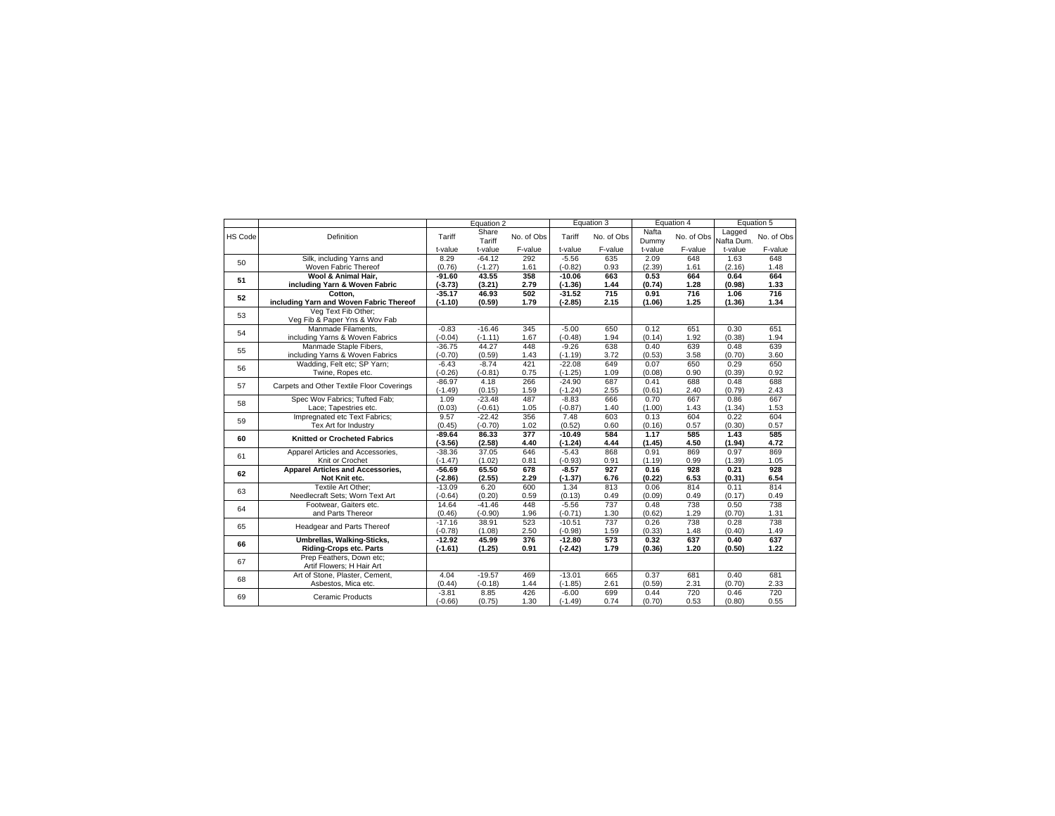| | | Equation 2 | | | Equation 3 | | Equation 4 | | Equation 5 | |
|---|---|---|---|---|---|---|---|---|---|---|
| HS Code | Definition | Tariff | Share Tariff | No. of Obs | Tariff | No. of Obs | Nafta Dummy | No. of Obs | Lagged Nafta Dum. | No. of Obs |
| | | t-value | t-value | F-value | t-value | F-value | t-value | F-value | t-value | F-value |
| 50 | Silk, including Yarns and Woven Fabric Thereof | 8.29<br>(0.76) | -64.12<br>(-1.27) | 292<br>1.61 | -5.56<br>(-0.82) | 635<br>0.93 | 2.09<br>(2.39) | 648<br>1.61 | 1.63<br>(2.16) | 648<br>1.48 |
| **51** | **Wool & Animal Hair, including Yarn & Woven Fabric** | **-91.60<br>(-3.73)** | **43.55<br>(3.21)** | **358<br>2.79** | **-10.06<br>(-1.36)** | **663<br>1.44** | **0.53<br>(0.74)** | **664<br>1.28** | **0.64<br>(0.98)** | **664<br>1.33** |
| **52** | **Cotton, including Yarn and Woven Fabric Thereof** | **-35.17<br>(-1.10)** | **46.93<br>(0.59)** | **502<br>1.79** | **-31.52<br>(-2.85)** | **715<br>2.15** | **0.91<br>(1.06)** | **716<br>1.25** | **1.06<br>(1.36)** | **716<br>1.34** |
| 53 | Veg Text Fib Other; Veg Fib & Paper Yns & Wov Fab | | | | | | | | | |
| 54 | Manmade Filaments, including Yarns & Woven Fabrics | -0.83<br>(-0.04) | -16.46<br>(-1.11) | 345<br>1.67 | -5.00<br>(-0.48) | 650<br>1.94 | 0.12<br>(0.14) | 651<br>1.92 | 0.30<br>(0.38) | 651<br>1.94 |
| 55 | Manmade Staple Fibers, including Yarns & Woven Fabrics | -36.75<br>(-0.70) | 44.27<br>(0.59) | 448<br>1.43 | -9.26<br>(-1.19) | 638<br>3.72 | 0.40<br>(0.53) | 639<br>3.58 | 0.48<br>(0.70) | 639<br>3.60 |
| 56 | Wadding, Felt etc; SP Yarn; Twine, Ropes etc. | -6.43<br>(-0.26) | -8.74<br>(-0.81) | 421<br>0.75 | -22.08<br>(-1.25) | 649<br>1.09 | 0.07<br>(0.08) | 650<br>0.90 | 0.29<br>(0.39) | 650<br>0.92 |
| 57 | Carpets and Other Textile Floor Coverings | -86.97<br>(-1.49) | 4.18<br>(0.15) | 266<br>1.59 | -24.90<br>(-1.24) | 687<br>2.55 | 0.41<br>(0.61) | 688<br>2.40 | 0.48<br>(0.79) | 688<br>2.43 |
| 58 | Spec Wov Fabrics; Tufted Fab; Lace; Tapestries etc. | 1.09<br>(0.03) | -23.48<br>(-0.61) | 487<br>1.05 | -8.83<br>(-0.87) | 666<br>1.40 | 0.70<br>(1.00) | 667<br>1.43 | 0.86<br>(1.34) | 667<br>1.53 |
| 59 | Impregnated etc Text Fabrics; Tex Art for Industry | 9.57<br>(0.45) | -22.42<br>(-0.70) | 356<br>1.02 | 7.48<br>(0.52) | 603<br>0.60 | 0.13<br>(0.16) | 604<br>0.57 | 0.22<br>(0.30) | 604<br>0.57 |
| **60** | **Knitted or Crocheted Fabrics** | **-89.64<br>(-3.56)** | **86.33<br>(2.58)** | **377<br>4.40** | **-10.49<br>(-1.24)** | **584<br>4.44** | **1.17<br>(1.45)** | **585<br>4.50** | **1.43<br>(1.94)** | **585<br>4.72** |
| 61 | Apparel Articles and Accessories, Knit or Crochet | -38.36<br>(-1.47) | 37.05<br>(1.02) | 646<br>0.81 | -5.43<br>(-0.93) | 868<br>0.91 | 0.91<br>(1.19) | 869<br>0.99 | 0.97<br>(1.39) | 869<br>1.05 |
| **62** | **Apparel Articles and Accessories, Not Knit etc.** | **-56.69<br>(-2.86)** | **65.50<br>(2.55)** | **678<br>2.29** | **-8.57<br>(-1.37)** | **927<br>6.76** | **0.16<br>(0.22)** | **928<br>6.53** | **0.21<br>(0.31)** | **928<br>6.54** |
| 63 | Textile Art Other; Needlecraft Sets; Worn Text Art | -13.09<br>(-0.64) | 6.20<br>(0.20) | 600<br>0.59 | 1.34<br>(0.13) | 813<br>0.49 | 0.06<br>(0.09) | 814<br>0.49 | 0.11<br>(0.17) | 814<br>0.49 |
| 64 | Footwear, Gaiters etc. and Parts Thereor | 14.64<br>(0.46) | -41.46<br>(-0.90) | 448<br>1.96 | -5.56<br>(-0.71) | 737<br>1.30 | 0.48<br>(0.62) | 738<br>1.29 | 0.50<br>(0.70) | 738<br>1.31 |
| 65 | Headgear and Parts Thereof | -17.16<br>(-0.78) | 38.91<br>(1.08) | 523<br>2.50 | -10.51<br>(-0.98) | 737<br>1.59 | 0.26<br>(0.33) | 738<br>1.48 | 0.28<br>(0.40) | 738<br>1.49 |
| **66** | **Umbrellas, Walking-Sticks, Riding-Crops etc. Parts** | **-12.92<br>(-1.61)** | **45.99<br>(1.25)** | **376<br>0.91** | **-12.80<br>(-2.42)** | **573<br>1.79** | **0.32<br>(0.36)** | **637<br>1.20** | **0.40<br>(0.50)** | **637<br>1.22** |
| 67 | Prep Feathers, Down etc; Artif Flowers; H Hair Art | | | | | | | | | |
| 68 | Art of Stone, Plaster, Cement, Asbestos, Mica etc. | 4.04<br>(0.44) | -19.57<br>(-0.18) | 469<br>1.44 | -13.01<br>(-1.85) | 665<br>2.61 | 0.37<br>(0.59) | 681<br>2.31 | 0.40<br>(0.70) | 681<br>2.33 |
| 69 | Ceramic Products | -3.81<br>(-0.66) | 8.85<br>(0.75) | 426<br>1.30 | -6.00<br>(-1.49) | 699<br>0.74 | 0.44<br>(0.70) | 720<br>0.53 | 0.46<br>(0.80) | 720<br>0.55 |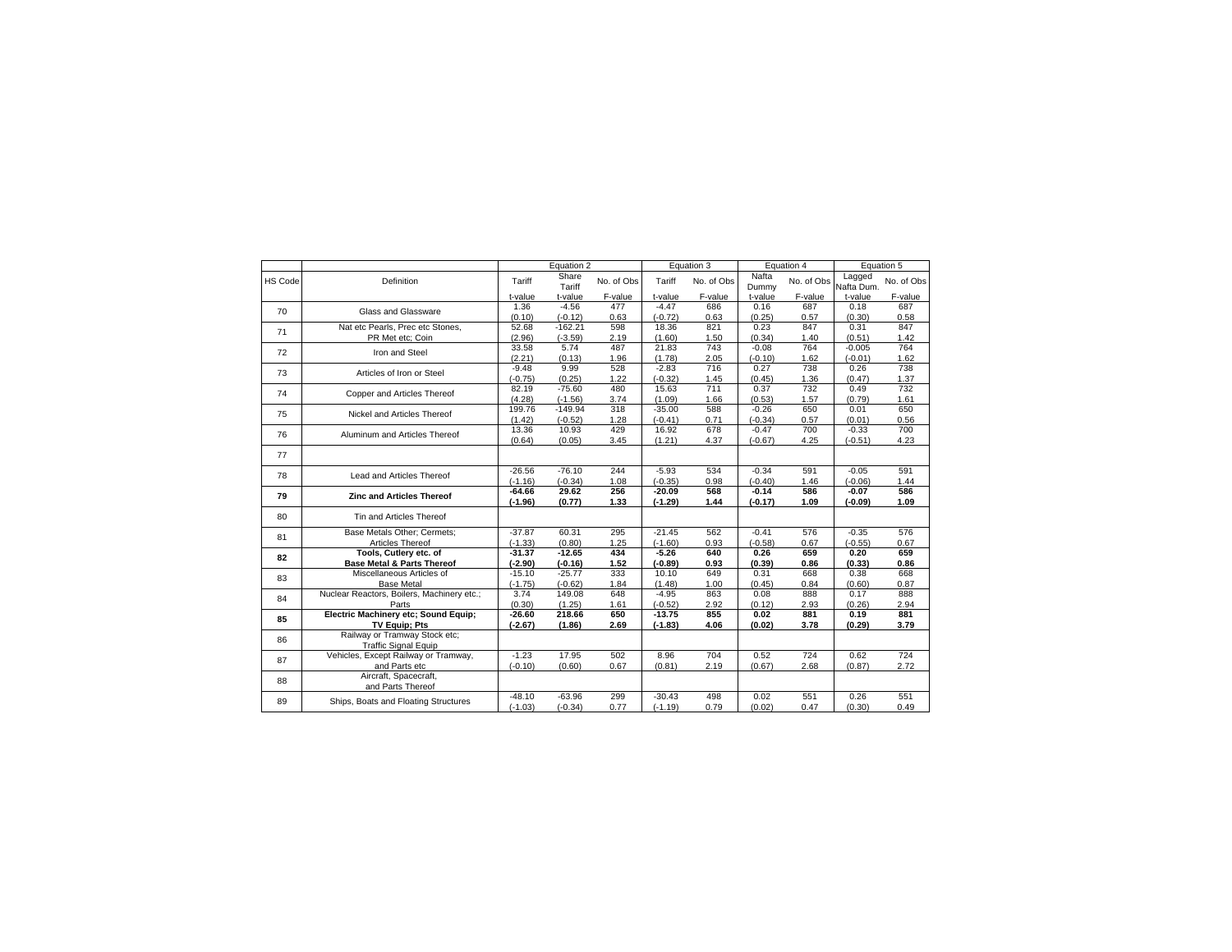| | | Equation 2 | | | Equation 3 | | Equation 4 | | Equation 5 | |
|---|---|---|---|---|---|---|---|---|---|---|
| HS Code | Definition | Tariff | Share Tariff | No. of Obs | Tariff | No. of Obs | Nafta Dummy | No. of Obs | Lagged Nafta Dum. | No. of Obs |
| | | t-value | t-value | F-value | t-value | F-value | t-value | F-value | t-value | F-value |
| 70 | Glass and Glassware | 1.36 | -4.56 | 477 | -4.47 | 686 | 0.16 | 687 | 0.18 | 687 |
| | | (0.10) | (-0.12) | 0.63 | (-0.72) | 0.63 | (0.25) | 0.57 | (0.30) | 0.58 |
| 71 | Nat etc Pearls, Prec etc Stones, PR Met etc; Coin | 52.68 | -162.21 | 598 | 18.36 | 821 | 0.23 | 847 | 0.31 | 847 |
| | | (2.96) | (-3.59) | 2.19 | (1.60) | 1.50 | (0.34) | 1.40 | (0.51) | 1.42 |
| 72 | Iron and Steel | 33.58 | 5.74 | 487 | 21.83 | 743 | -0.08 | 764 | -0.005 | 764 |
| | | (2.21) | (0.13) | 1.96 | (1.78) | 2.05 | (-0.10) | 1.62 | (-0.01) | 1.62 |
| 73 | Articles of Iron or Steel | -9.48 | 9.99 | 528 | -2.83 | 716 | 0.27 | 738 | 0.26 | 738 |
| | | (-0.75) | (0.25) | 1.22 | (-0.32) | 1.45 | (0.45) | 1.36 | (0.47) | 1.37 |
| 74 | Copper and Articles Thereof | 82.19 | -75.60 | 480 | 15.63 | 711 | 0.37 | 732 | 0.49 | 732 |
| | | (4.28) | (-1.56) | 3.74 | (1.09) | 1.66 | (0.53) | 1.57 | (0.79) | 1.61 |
| 75 | Nickel and Articles Thereof | 199.76 | -149.94 | 318 | -35.00 | 588 | -0.26 | 650 | 0.01 | 650 |
| | | (1.42) | (-0.52) | 1.28 | (-0.41) | 0.71 | (-0.34) | 0.57 | (0.01) | 0.56 |
| 76 | Aluminum and Articles Thereof | 13.36 | 10.93 | 429 | 16.92 | 678 | -0.47 | 700 | -0.33 | 700 |
| | | (0.64) | (0.05) | 3.45 | (1.21) | 4.37 | (-0.67) | 4.25 | (-0.51) | 4.23 |
| 77 | | | | | | | | | | |
| 78 | Lead and Articles Thereof | -26.56 | -76.10 | 244 | -5.93 | 534 | -0.34 | 591 | -0.05 | 591 |
| | | (-1.16) | (-0.34) | 1.08 | (-0.35) | 0.98 | (-0.40) | 1.46 | (-0.06) | 1.44 |
| **79** | **Zinc and Articles Thereof** | **-64.66** | **29.62** | **256** | **-20.09** | **568** | **-0.14** | **586** | **-0.07** | **586** |
| | | **(-1.96)** | **(0.77)** | **1.33** | **(-1.29)** | **1.44** | **(-0.17)** | **1.09** | **(-0.09)** | **1.09** |
| 80 | Tin and Articles Thereof | | | | | | | | | |
| 81 | Base Metals Other; Cermets; Articles Thereof | -37.87 | 60.31 | 295 | -21.45 | 562 | -0.41 | 576 | -0.35 | 576 |
| | | (-1.33) | (0.80) | 1.25 | (-1.60) | 0.93 | (-0.58) | 0.67 | (-0.55) | 0.67 |
| **82** | **Tools, Cutlery etc. of Base Metal & Parts Thereof** | **-31.37** | **-12.65** | **434** | **-5.26** | **640** | **0.26** | **659** | **0.20** | **659** |
| | | **(-2.90)** | **(-0.16)** | **1.52** | **(-0.89)** | **0.93** | **(0.39)** | **0.86** | **(0.33)** | **0.86** |
| 83 | Miscellaneous Articles of Base Metal | -15.10 | -25.77 | 333 | 10.10 | 649 | 0.31 | 668 | 0.38 | 668 |
| | | (-1.75) | (-0.62) | 1.84 | (1.48) | 1.00 | (0.45) | 0.84 | (0.60) | 0.87 |
| 84 | Nuclear Reactors, Boilers, Machinery etc.; Parts | 3.74 | 149.08 | 648 | -4.95 | 863 | 0.08 | 888 | 0.17 | 888 |
| | | (0.30) | (1.25) | 1.61 | (-0.52) | 2.92 | (0.12) | 2.93 | (0.26) | 2.94 |
| **85** | **Electric Machinery etc; Sound Equip; TV Equip; Pts** | **-26.60** | **218.66** | **650** | **-13.75** | **855** | **0.02** | **881** | **0.19** | **881** |
| | | **(-2.67)** | **(1.86)** | **2.69** | **(-1.83)** | **4.06** | **(0.02)** | **3.78** | **(0.29)** | **3.79** |
| 86 | Railway or Tramway Stock etc; Traffic Signal Equip | | | | | | | | | |
| 87 | Vehicles, Except Railway or Tramway, and Parts etc | -1.23 | 17.95 | 502 | 8.96 | 704 | 0.52 | 724 | 0.62 | 724 |
| | | (-0.10) | (0.60) | 0.67 | (0.81) | 2.19 | (0.67) | 2.68 | (0.87) | 2.72 |
| 88 | Aircraft, Spacecraft, and Parts Thereof | | | | | | | | | |
| 89 | Ships, Boats and Floating Structures | -48.10 | -63.96 | 299 | -30.43 | 498 | 0.02 | 551 | 0.26 | 551 |
| | | (-1.03) | (-0.34) | 0.77 | (-1.19) | 0.79 | (0.02) | 0.47 | (0.30) | 0.49 |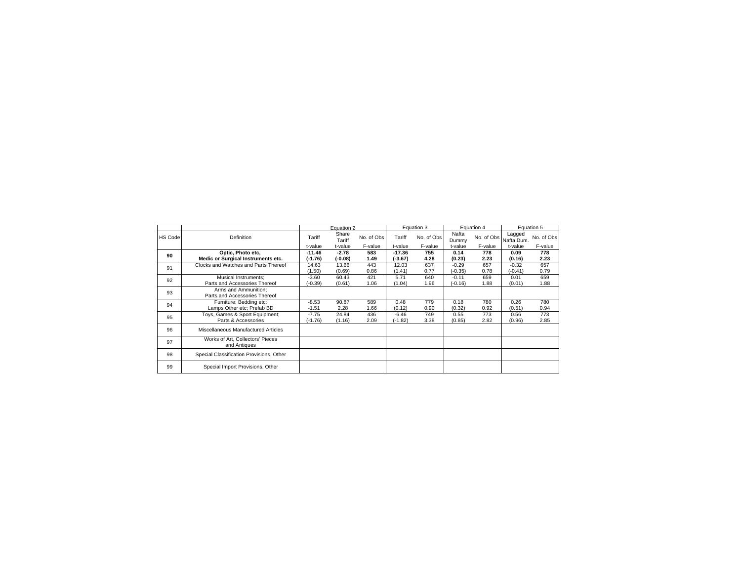| | | Equation 2 | | | Equation 3 | | Equation 4 | | Equation 5 | |
|---|---|---|---|---|---|---|---|---|---|---|
| HS Code | Definition | Tariff | Share Tariff | No. of Obs | Tariff | No. of Obs | Nafta Dummy | No. of Obs | Lagged Nafta Dum. | No. of Obs |
| | | t-value | t-value | F-value | t-value | F-value | t-value | F-value | t-value | F-value |
| **90** | **Optic, Photo etc, Medic or Surgical Instruments etc.** | **-11.46 (-1.76)** | **-2.78 (-0.08)** | **583 1.49** | **-17.36 (-3.67)** | **755 4.28** | **0.14 (0.23)** | **778 2.23** | **0.09 (0.16)** | **778 2.23** |
| 91 | Clocks and Watches and Parts Thereof | 14.63 (1.50) | 13.66 (0.69) | 443 0.86 | 12.03 (1.41) | 637 0.77 | -0.29 (-0.35) | 657 0.78 | -0.32 (-0.41) | 657 0.79 |
| 92 | Musical Instruments; Parts and Accessories Thereof | -3.60 (-0.39) | 60.43 (0.61) | 421 1.06 | 5.71 (1.04) | 640 1.96 | -0.11 (-0.16) | 659 1.88 | 0.01 (0.01) | 659 1.88 |
| 93 | Arms and Ammunition; Parts and Accessories Thereof | | | | | | | | | |
| 94 | Furniture; Bedding etc; Lamps Other etc; Prefab BD | -8.53 -1.51 | 90.87 2.28 | 589 1.66 | 0.48 (0.12) | 779 0.90 | 0.18 (0.32) | 780 0.92 | 0.26 (0.51) | 780 0.94 |
| 95 | Toys, Games & Sport Equipment; Parts & Accessories | -7.75 (-1.76) | 24.84 (1.16) | 436 2.09 | -6.46 (-1.82) | 749 3.38 | 0.55 (0.85) | 773 2.82 | 0.56 (0.96) | 773 2.85 |
| 96 | Miscellaneous Manufactured Articles | | | | | | | | | |
| 97 | Works of Art, Collectors' Pieces and Antiques | | | | | | | | | |
| 98 | Special Classification Provisions, Other | | | | | | | | | |
| 99 | Special Import Provisions, Other | | | | | | | | | |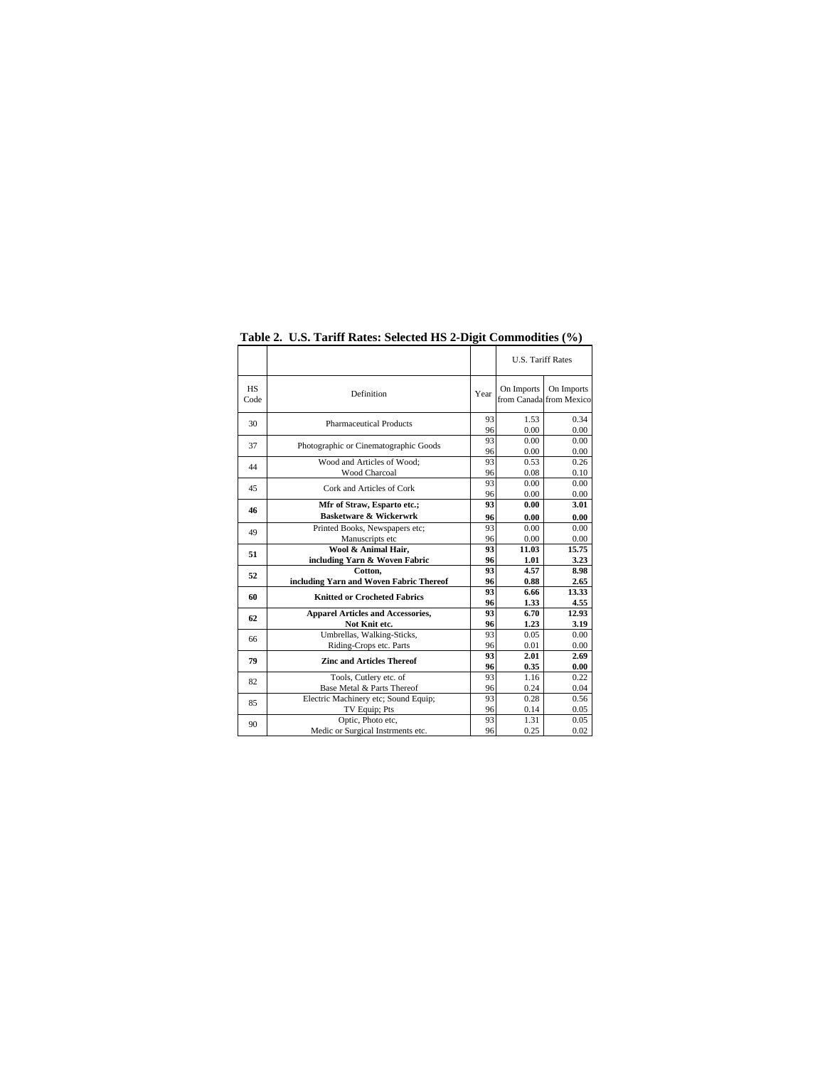**Table 2. U.S. Tariff Rates: Selected HS 2-Digit Commodities (%)**

| | | | U.S. Tariff Rates | |
|---|---|---|---|---|
| HS Code | Definition | Year | On Imports from Canada | On Imports from Mexico |
| 30 | Pharmaceutical Products | 93 | 1.53 | 0.34 |
| | | 96 | 0.00 | 0.00 |
| 37 | Photographic or Cinematographic Goods | 93 | 0.00 | 0.00 |
| | | 96 | 0.00 | 0.00 |
| 44 | Wood and Articles of Wood; Wood Charcoal | 93 | 0.53 | 0.26 |
| | | 96 | 0.08 | 0.10 |
| 45 | Cork and Articles of Cork | 93 | 0.00 | 0.00 |
| | | 96 | 0.00 | 0.00 |
| **46** | **Mfr of Straw, Esparto etc.; Basketware & Wickerwrk** | **93** | **0.00** | **3.01** |
| | | **96** | **0.00** | **0.00** |
| 49 | Printed Books, Newspapers etc; Manuscripts etc | 93 | 0.00 | 0.00 |
| | | 96 | 0.00 | 0.00 |
| **51** | **Wool & Animal Hair, including Yarn & Woven Fabric** | **93** | **11.03** | **15.75** |
| | | **96** | **1.01** | **3.23** |
| **52** | **Cotton, including Yarn and Woven Fabric Thereof** | **93** | **4.57** | **8.98** |
| | | **96** | **0.88** | **2.65** |
| **60** | **Knitted or Crocheted Fabrics** | **93** | **6.66** | **13.33** |
| | | **96** | **1.33** | **4.55** |
| **62** | **Apparel Articles and Accessories, Not Knit etc.** | **93** | **6.70** | **12.93** |
| | | **96** | **1.23** | **3.19** |
| 66 | Umbrellas, Walking-Sticks, Riding-Crops etc. Parts | 93 | 0.05 | 0.00 |
| | | 96 | 0.01 | 0.00 |
| **79** | **Zinc and Articles Thereof** | **93** | **2.01** | **2.69** |
| | | **96** | **0.35** | **0.00** |
| 82 | Tools, Cutlery etc. of Base Metal & Parts Thereof | 93 | 1.16 | 0.22 |
| | | 96 | 0.24 | 0.04 |
| 85 | Electric Machinery etc; Sound Equip; TV Equip; Pts | 93 | 0.28 | 0.56 |
| | | 96 | 0.14 | 0.05 |
| 90 | Optic, Photo etc, Medic or Surgical Instrments etc. | 93 | 1.31 | 0.05 |
| | | 96 | 0.25 | 0.02 |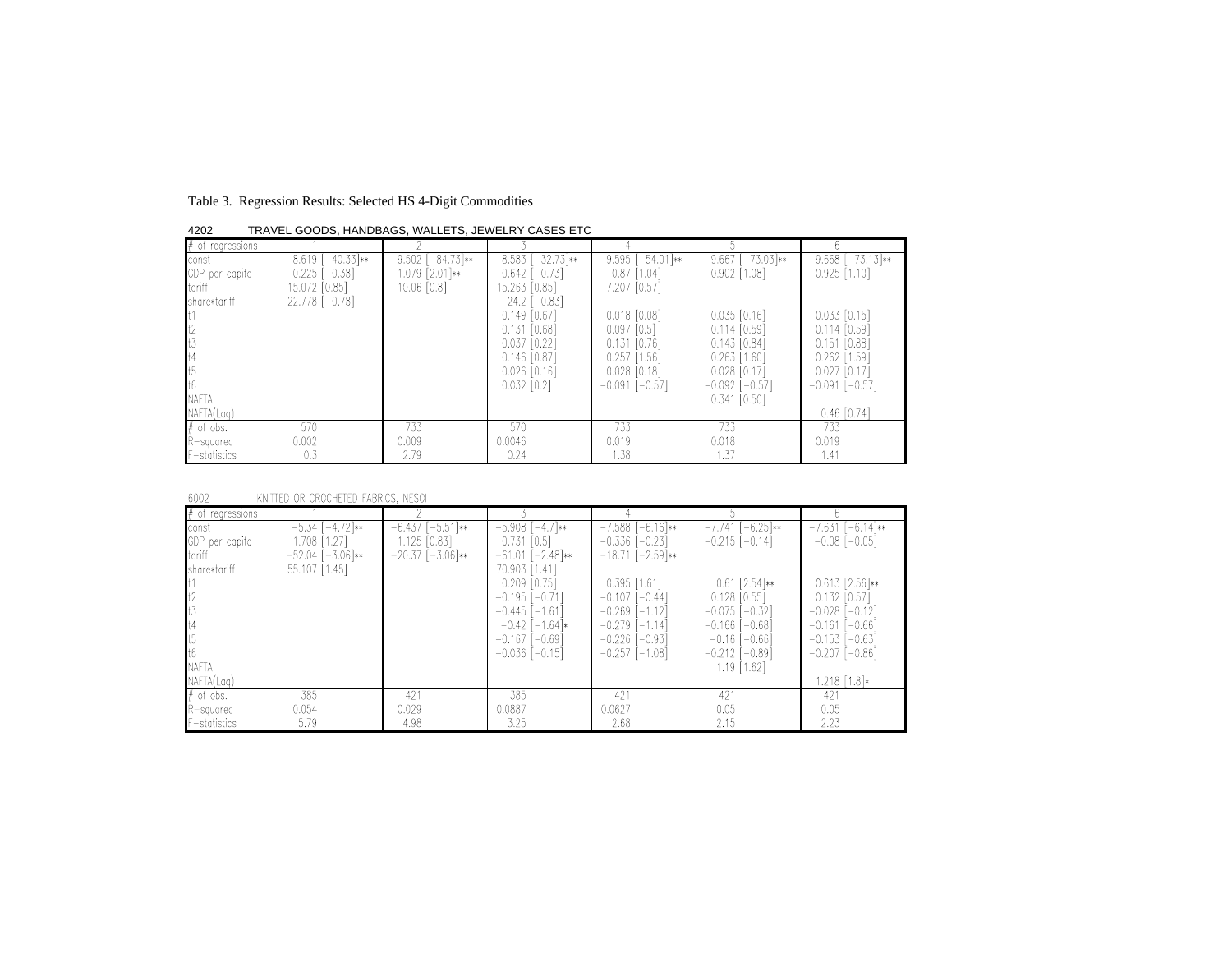Table 3. Regression Results: Selected HS 4-Digit Commodities

4202 TRAVEL GOODS, HANDBAGS, WALLETS, JEWELRY CASES ETC

| # of regressions | 1 | 2 | 3 | 4 | 5 | 6 |
|---|---|---|---|---|---|---|
| const | −8.619 [−40.33]** | −9.502 [−84.73]** | −8.583 [−32.73]** | −9.595 [−54.01]** | −9.667 [−73.03]** | −9.668 [−73.13]** |
| GDP per capita | −0.225 [−0.38] | 1.079 [2.01]** | −0.642 [−0.73] | 0.87 [1.04] | 0.902 [1.08] | 0.925 [1.10] |
| tariff | 15.072 [0.85] | 10.06 [0.8] | 15.263 [0.85] | 7.207 [0.57] | | |
| share*tariff | −22.778 [−0.78] | | −24.2 [−0.83] | | | |
| t1 | | | 0.149 [0.67] | 0.018 [0.08] | 0.035 [0.16] | 0.033 [0.15] |
| t2 | | | 0.131 [0.68] | 0.097 [0.5] | 0.114 [0.59] | 0.114 [0.59] |
| t3 | | | 0.037 [0.22] | 0.131 [0.76] | 0.143 [0.84] | 0.151 [0.88] |
| t4 | | | 0.146 [0.87] | 0.257 [1.56] | 0.263 [1.60] | 0.262 [1.59] |
| t5 | | | 0.026 [0.16] | 0.028 [0.18] | 0.028 [0.17] | 0.027 [0.17] |
| t6 | | | 0.032 [0.2] | −0.091 [−0.57] | −0.092 [−0.57] | −0.091 [−0.57] |
| NAFTA | | | | | 0.341 [0.50] | |
| NAFTA(Lag) | | | | | | 0.46 [0.74] |
| # of obs. | 570 | 733 | 570 | 733 | 733 | 733 |
| R-squared | 0.002 | 0.009 | 0.0046 | 0.019 | 0.018 | 0.019 |
| F-statistics | 0.3 | 2.79 | 0.24 | 1.38 | 1.37 | 1.41 |

6002 KNITTED OR CROCHETED FABRICS, NESOI

| # of regressions | 1 | 2 | 3 | 4 | 5 | 6 |
|---|---|---|---|---|---|---|
| const | −5.34 [−4.72]** | −6.437 [−5.51]** | −5.908 [−4.7]** | −7.588 [−6.16]** | −7.741 [−6.25]** | −7.631 [−6.14]** |
| GDP per capita | 1.708 [1.27] | 1.125 [0.83] | 0.731 [0.5] | −0.336 [−0.23] | −0.215 [−0.14] | −0.08 [−0.05] |
| tariff | −52.04 [−3.06]** | −20.37 [−3.06]** | −61.01 [−2.48]** | −18.71 [−2.59]** | | |
| share*tariff | 55.107 [1.45] | | 70.903 [1.41] | | | |
| t1 | | | 0.209 [0.75] | 0.395 [1.61] | 0.61 [2.54]** | 0.613 [2.56]** |
| t2 | | | −0.195 [−0.71] | −0.107 [−0.44] | 0.128 [0.55] | 0.132 [0.57] |
| t3 | | | −0.445 [−1.61] | −0.269 [−1.12] | −0.075 [−0.32] | −0.028 [−0.12] |
| t4 | | | −0.42 [−1.64]* | −0.279 [−1.14] | −0.166 [−0.68] | −0.161 [−0.66] |
| t5 | | | −0.167 [−0.69] | −0.226 [−0.93] | −0.16 [−0.66] | −0.153 [−0.63] |
| t6 | | | −0.036 [−0.15] | −0.257 [−1.08] | −0.212 [−0.89] | −0.207 [−0.86] |
| NAFTA | | | | | 1.19 [1.62] | |
| NAFTA(Lag) | | | | | | 1.218 [1.8]* |
| # of obs. | 385 | 421 | 385 | 421 | 421 | 421 |
| R-squared | 0.054 | 0.029 | 0.0887 | 0.0627 | 0.05 | 0.05 |
| F-statistics | 5.79 | 4.98 | 3.25 | 2.68 | 2.15 | 2.23 |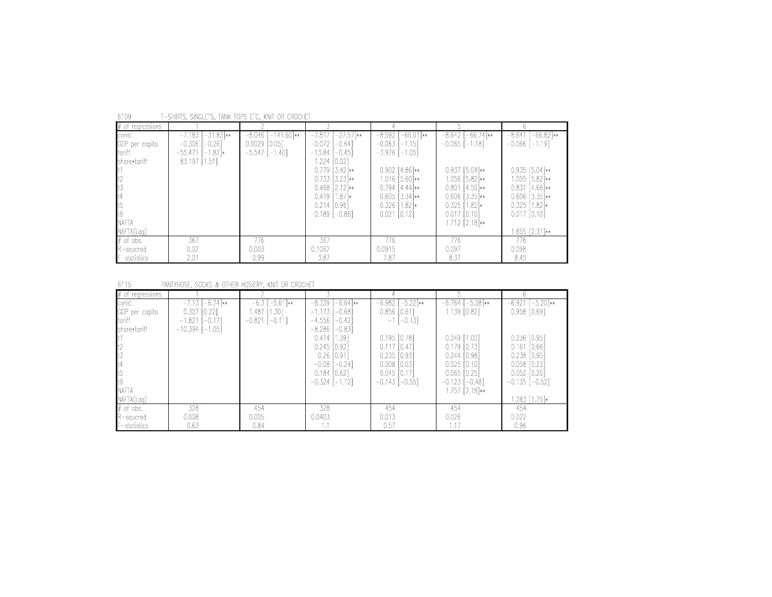6109 T-SHIRTS, SINGLETS, TANK TOPS ETC, KNIT OR CROCHET

| # of regressions | 1 | 2 | 3 | 4 | 5 | 6 |
|---|---|---|---|---|---|---|
| const | −7.183 [−31.83]** | −8.046 [−141.60]** | −7.817 [−27.57]** | −8.592 [−66.01]** | −8.642 [−66.74]** | −8.641 [−66.82]** |
| GDP per capita | −0.306 [−0.26] | 0.0029 [0.05] | −0.072 [−0.64] | −0.063 [−1.15] | −0.065 [−1.18] | −0.066 [−1.19] |
| tariff | −55.471 [−1.82]* | −5.547 [−1.40] | −13.84 [−0.45] | −3.976 [−1.05] | | |
| share*tariff | 83.197 [1.51] | | 1.224 [0.02] | | | |
| t1 | | | 0.779 [3.42]** | 0.902 [4.86]** | 0.937 [5.04]** | 0.935 [5.04]** |
| t2 | | | 0.733 [3.23]** | 1.016 [5.60]** | 1.056 [5.82]** | 1.055 [5.82]** |
| t3 | | | 0.468 [2.12]** | 0.794 [4.44]** | 0.801 [4.50]** | 0.831 [4.66]** |
| t4 | | | 0.419 [1.87]* | 0.605 [3.34]** | 0.606 [3.35]** | 0.606 [3.35]** |
| t5 | | | 0.214 [0.96] | 0.326 [1.82]* | 0.325 [1.82]* | 0.325 [1.82]* |
| t6 | | | −0.189 [−0.86] | 0.021 [0.12] | 0.017 [0.10] | 0.017 [0.10] |
| NAFTA | | | | | 1.712 [2.18]** | |
| NAFTA(Lag) | | | | | | 1.655 [2.31]** |
| # of obs. | 367 | 776 | 367 | 776 | 776 | 776 |
| R-squared | 0.02 | 0.003 | 0.1062 | 0.0915 | 0.097 | 0.098 |
| F-statistics | 2.01 | 0.99 | 3.87 | 7.87 | 8.37 | 8.45 |

6115 PANTYHOSE, SOCKS & OTHER HOSIERY, KNIT OR CROCHET

| # of regressions | 1 | 2 | 3 | 4 | 5 | 6 |
|---|---|---|---|---|---|---|
| const | −7.13 [−6.74]** | −6.3 [−5.61]** | −8.339 [−6.64]** | −6.982 [−5.22]** | −6.764 [−5.08]** | −6.921 [−5.20]** |
| GDP per capita | 0.307 [0.22] | 1.487 [1.30] | −1.173 [−0.68] | 0.856 [0.61] | 1.139 [0.82] | 0.958 [0.69] |
| tariff | −1.821 [−0.17] | −0.821 [−0.11] | −4.556 [−0.42] | −1 [−0.13] | | |
| share*tariff | −10.394 [−1.05] | | −8.286 [−0.83] | | | |
| t1 | | | 0.414 [1.39] | 0.195 [0.78] | 0.249 [1.00] | 0.236 [0.95] |
| t2 | | | 0.245 [0.92] | 0.117 [0.47] | 0.179 [0.73] | 0.161 [0.66] |
| t3 | | | 0.26 [0.91] | 0.235 [0.93] | 0.244 [0.98] | 0.238 [0.95] |
| t4 | | | −0.08 [−0.24] | 0.008 [0.03] | 0.025 [0.10] | 0.058 [0.23] |
| t5 | | | 0.184 [0.62] | 0.045 [0.17] | 0.065 [0.25] | 0.052 [0.20] |
| t6 | | | −0.324 [−1.12] | −0.143 [−0.55] | −0.123 [−0.48] | −0.135 [−0.52] |
| NAFTA | | | | | 1.757 [2.18]** | |
| NAFTA(Lag) | | | | | | 1.283 [1.75]* |
| # of obs. | 328 | 454 | 328 | 454 | 454 | 454 |
| R-squared | 0.008 | 0.005 | 0.0403 | 0.013 | 0.026 | 0.022 |
| F-statistics | 0.63 | 0.84 | 1.1 | 0.57 | 1.17 | 0.96 |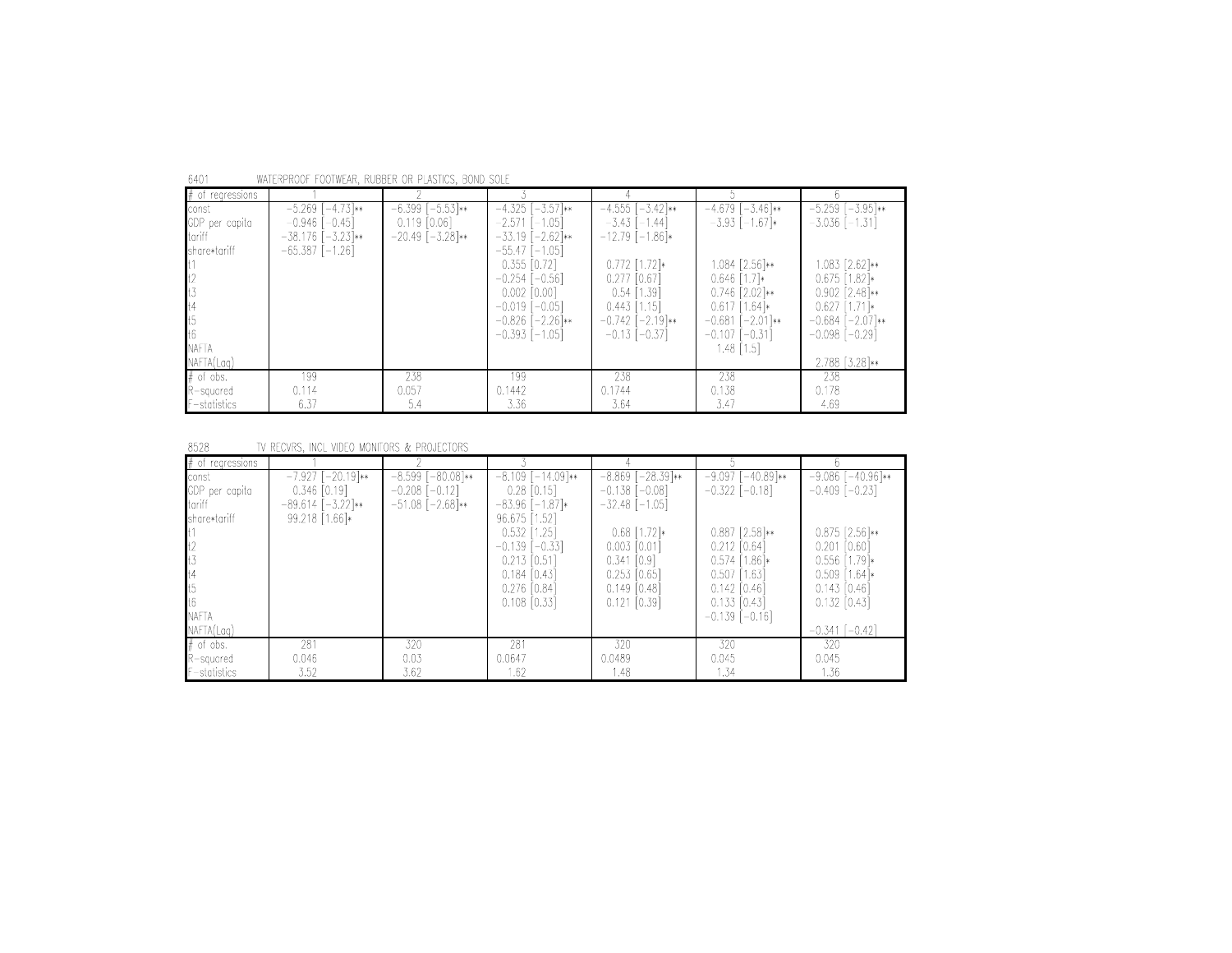6401 WATERPROOF FOOTWEAR, RUBBER OR PLASTICS, BOND SOLE

| # of regressions | 1 | 2 | 3 | 4 | 5 | 6 |
|---|---|---|---|---|---|---|
| const | −5.269 [−4.73]** | −6.399 [−5.53]** | −4.325 [−3.57]** | −4.555 [−3.42]** | −4.679 [−3.46]** | −5.259 [−3.95]** |
| GDP per capita | −0.946 [−0.45] | 0.119 [0.06] | −2.571 [−1.05] | −3.43 [−1.44] | −3.93 [−1.67]* | −3.036 [−1.31] |
| tariff | −38.176 [−3.23]** | −20.49 [−3.28]** | −33.19 [−2.62]** | −12.79 [−1.86]* | | |
| share*tariff | −65.387 [−1.26] | | −55.47 [−1.05] | | | |
| t1 | | | 0.355 [0.72] | 0.772 [1.72]* | 1.084 [2.56]** | 1.083 [2.62]** |
| t2 | | | −0.254 [−0.56] | 0.277 [0.67] | 0.646 [1.7]* | 0.675 [1.82]* |
| t3 | | | 0.002 [0.00] | 0.54 [1.39] | 0.746 [2.02]** | 0.902 [2.48]** |
| t4 | | | −0.019 [−0.05] | 0.443 [1.15] | 0.617 [1.64]* | 0.627 [1.71]* |
| t5 | | | −0.826 [−2.26]** | −0.742 [−2.19]** | −0.681 [−2.01]** | −0.684 [−2.07]** |
| t6 | | | −0.393 [−1.05] | −0.13 [−0.37] | −0.107 [−0.31] | −0.098 [−0.29] |
| NAFTA | | | | | 1.48 [1.5] | |
| NAFTA(Lag) | | | | | | 2.788 [3.28]** |
| # of obs. | 199 | 238 | 199 | 238 | 238 | 238 |
| R-squared | 0.114 | 0.057 | 0.1442 | 0.1744 | 0.138 | 0.178 |
| F-statistics | 6.37 | 5.4 | 3.36 | 3.64 | 3.47 | 4.69 |

8528 TV RECVRS, INCL VIDEO MONITORS & PROJECTORS

| # of regressions | 1 | 2 | 3 | 4 | 5 | 6 |
|---|---|---|---|---|---|---|
| const | −7.927 [−20.19]** | −8.599 [−80.08]** | −8.109 [−14.09]** | −8.869 [−28.39]** | −9.097 [−40.89]** | −9.086 [−40.96]** |
| GDP per capita | 0.346 [0.19] | −0.208 [−0.12] | 0.28 [0.15] | −0.138 [−0.08] | −0.322 [−0.18] | −0.409 [−0.23] |
| tariff | −89.614 [−3.22]** | −51.08 [−2.68]** | −83.96 [−1.87]* | −32.48 [−1.05] | | |
| share*tariff | 99.218 [1.66]* | | 96.675 [1.52] | | | |
| t1 | | | 0.532 [1.25] | 0.68 [1.72]* | 0.887 [2.58]** | 0.875 [2.56]** |
| t2 | | | −0.139 [−0.33] | 0.003 [0.01] | 0.212 [0.64] | 0.201 [0.60] |
| t3 | | | 0.213 [0.51] | 0.341 [0.9] | 0.574 [1.86]* | 0.556 [1.79]* |
| t4 | | | 0.184 [0.43] | 0.253 [0.65] | 0.507 [1.63] | 0.509 [1.64]* |
| t5 | | | 0.276 [0.84] | 0.149 [0.48] | 0.142 [0.46] | 0.143 [0.46] |
| t6 | | | 0.108 [0.33] | 0.121 [0.39] | 0.133 [0.43] | 0.132 [0.43] |
| NAFTA | | | | | −0.139 [−0.16] | |
| NAFTA(Lag) | | | | | | −0.341 [−0.42] |
| # of obs. | 281 | 320 | 281 | 320 | 320 | 320 |
| R-squared | 0.046 | 0.03 | 0.0647 | 0.0489 | 0.045 | 0.045 |
| F-statistics | 3.52 | 3.62 | 1.62 | 1.48 | 1.34 | 1.36 |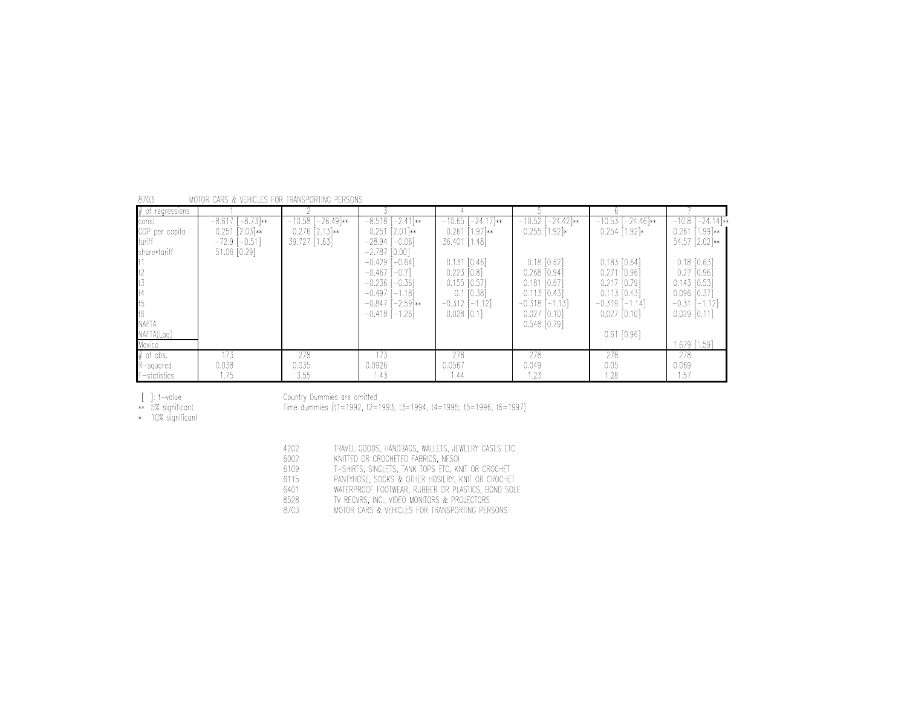8703 MOTOR CARS & VEHICLES FOR TRANSPORTING PERSONS

| # of regressions | 1 | 2 | 3 | 4 | 5 | 6 | 7 |
|---|---|---|---|---|---|---|---|
| const | −8.617 [−8.73]** | −10.58 [−26.49]** | −8.518 [−2.41]** | −10.65 [−24.17]** | −10.52 [−24.42]** | −10.53 [−24.46]** | −10.8 [−24.14]** |
| GDP per capita | 0.251 [2.03]** | 0.276 [2.13]** | 0.251 [2.01]** | 0.261 [1.97]** | 0.255 [1.92]* | 0.254 [1.92]* | 0.261 [1.99]** |
| tariff | −72.9 [−0.51] | 39.727 [1.63] | −28.94 [−0.06] | 36.401 [1.48] | | | 54.57 [2.02]** |
| share*tariff | 51.06 [0.29] | | −2.787 [0.00] | | | | |
| t1 | | | −0.429 [−0.64] | 0.131 [0.46] | 0.18 [0.62] | 0.183 [0.64] | 0.18 [0.63] |
| t2 | | | −0.467 [−0.7] | 0.223 [0.8] | 0.268 [0.94] | 0.271 [0.96] | 0.27 [0.96] |
| t3 | | | −0.236 [−0.36] | 0.155 [0.57] | 0.181 [0.67] | 0.217 [0.79] | 0.143 [0.53] |
| t4 | | | −0.497 [−1.18] | 0.1 [0.38] | 0.113 [0.43] | 0.113 [0.43] | 0.096 [0.37] |
| t5 | | | −0.847 [−2.59]** | −0.312 [−1.12] | −0.318 [−1.13] | −0.319 [−1.14] | −0.31 [−1.12] |
| t6 | | | −0.418 [−1.26] | 0.028 [0.1] | 0.027 [0.10] | 0.027 [0.10] | 0.029 [0.11] |
| NAFTA | | | | | 0.548 [0.79] | | |
| NAFTA(Lag) | | | | | | 0.61 [0.96] | |
| Mexico | | | | | | | 1.679 [1.59] |
| # of obs. | 173 | 278 | 173 | 278 | 278 | 278 | 278 |
| R-squared | 0.038 | 0.035 | 0.0926 | 0.0567 | 0.049 | 0.05 | 0.069 |
| F-statistics | 1.75 | 3.55 | 1.43 | 1.44 | 1.23 | 1.28 | 1.57 |

[ ]: t-value
** 5% significant
* 10% significant

Country Dummies are omitted
Time dummies (t1=1992, t2=1993, t3=1994, t4=1995, t5=1996, t6=1997)

| | |
|---|---|
| 4202 | TRAVEL GOODS, HANDBAGS, WALLETS, JEWELRY CASES ETC |
| 6002 | KNITTED OR CROCHETED FABRICS, NESOI |
| 6109 | T-SHIRTS, SINGLETS, TANK TOPS ETC, KNIT OR CROCHET |
| 6115 | PANTYHOSE, SOCKS & OTHER HOSIERY, KNIT OR CROCHET |
| 6401 | WATERPROOF FOOTWEAR, RUBBER OR PLASTICS, BOND SOLE |
| 8528 | TV RECVRS, INCL VIDEO MONITORS & PROJECTORS |
| 8703 | MOTOR CARS & VEHICLES FOR TRANSPORTING PERSONS |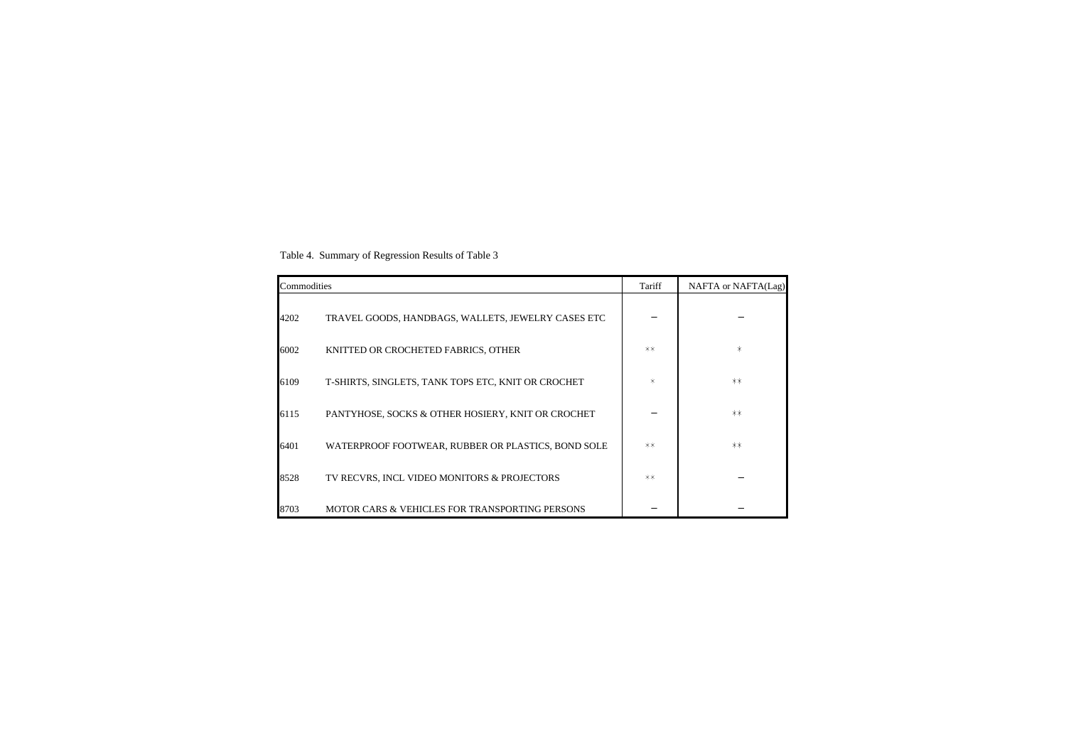Table 4. Summary of Regression Results of Table 3

| Commodities | | Tariff | NAFTA or NAFTA(Lag) |
|---|---|---|---|
| 4202 | TRAVEL GOODS, HANDBAGS, WALLETS, JEWELRY CASES ETC | − | − |
| 6002 | KNITTED OR CROCHETED FABRICS, OTHER | ** | * |
| 6109 | T-SHIRTS, SINGLETS, TANK TOPS ETC, KNIT OR CROCHET | * | ** |
| 6115 | PANTYHOSE, SOCKS & OTHER HOSIERY, KNIT OR CROCHET | − | ** |
| 6401 | WATERPROOF FOOTWEAR, RUBBER OR PLASTICS, BOND SOLE | ** | ** |
| 8528 | TV RECVRS, INCL VIDEO MONITORS & PROJECTORS | ** | − |
| 8703 | MOTOR CARS & VEHICLES FOR TRANSPORTING PERSONS | − | − |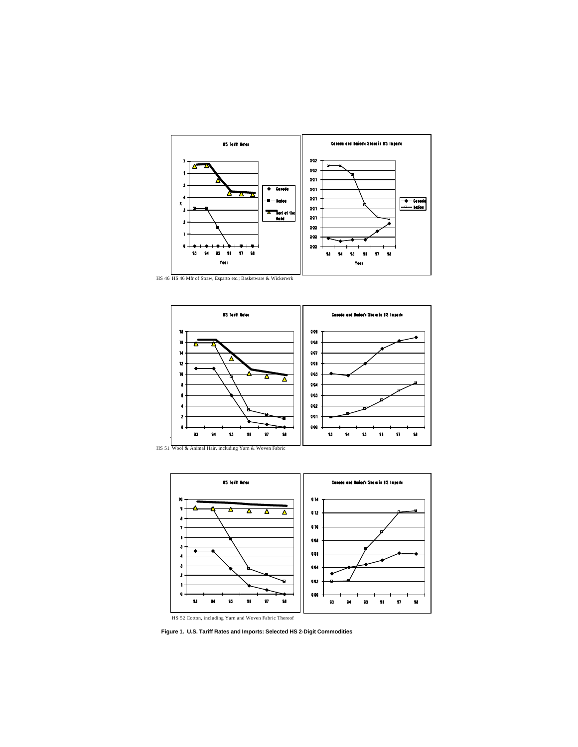HS 46 HS 46 Mfr of Straw, Esparto etc.; Basketware & Wickerwrk

HS 51 Wool & Animal Hair, including Yarn & Woven Fabric

HS 52 Cotton, including Yarn and Woven Fabric Thereof

**Figure 1. U.S. Tariff Rates and Imports: Selected HS 2-Digit Commodities**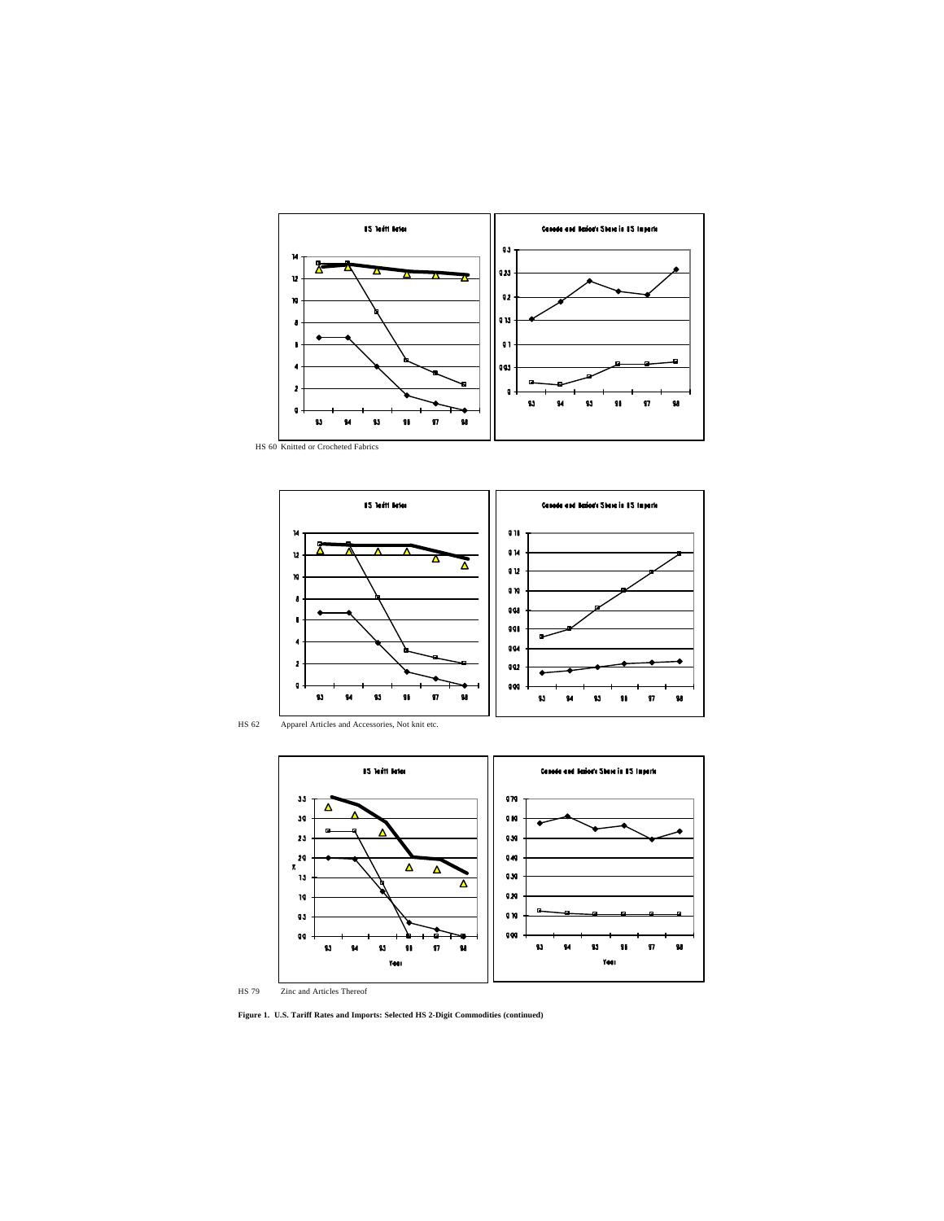HS 60 Knitted or Crocheted Fabrics

HS 62 Apparel Articles and Accessories, Not knit etc.

HS 79 Zinc and Articles Thereof

**Figure 1. U.S. Tariff Rates and Imports: Selected HS 2-Digit Commodities (continued)**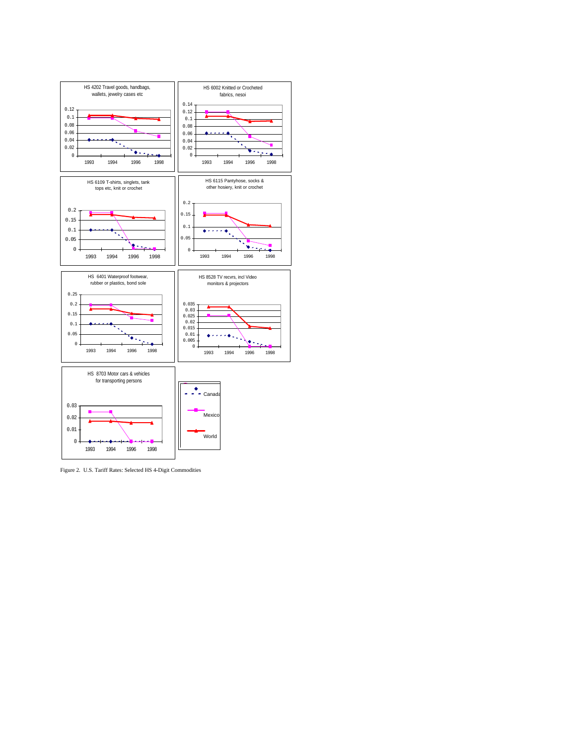Figure 2. U.S. Tariff Rates: Selected HS 4-Digit Commodities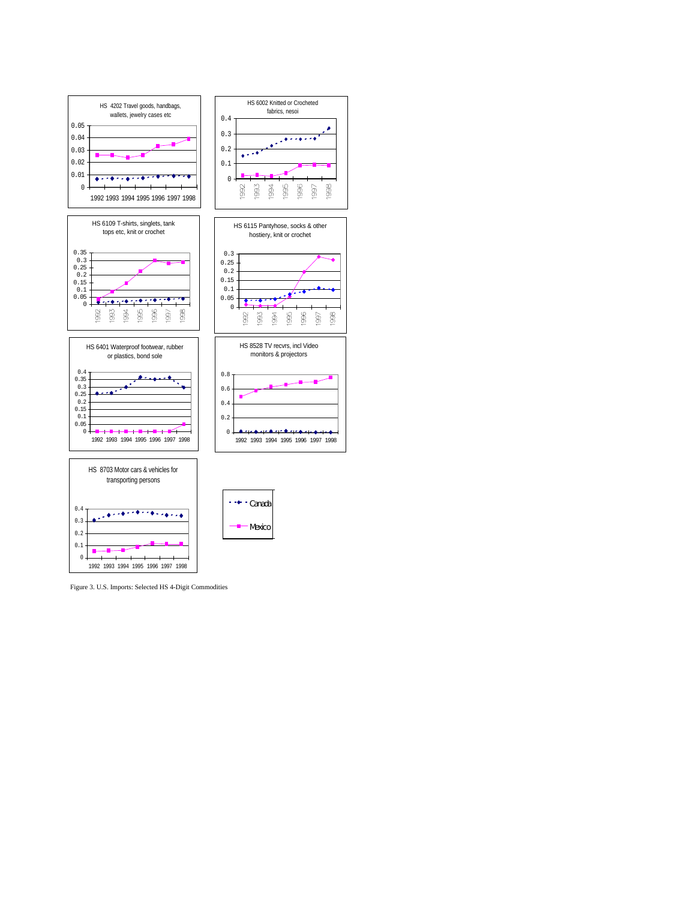HS 4202 Travel goods, handbags, wallets, jewelry cases etc

0.05
0.04
0.03
0.02
0.01
0

1992 1993 1994 1995 1996 1997 1998

HS 6002 Knitted or Crocheted fabrics, nesoi

0.4
0.3
0.2
0.1
0

1992 1993 1994 1995 1996 1997 1998

HS 6109 T-shirts, singlets, tank tops etc, knit or crochet

0.35
0.3
0.25
0.2
0.15
0.1
0.05
0

1992 1993 1994 1995 1996 1997 1998

HS 6115 Pantyhose, socks & other hostiery, knit or crochet

0.3
0.25
0.2
0.15
0.1
0.05
0

1992 1993 1994 1995 1996 1997 1998

HS 6401 Waterproof footwear, rubber or plastics, bond sole

0.4
0.35
0.3
0.25
0.2
0.15
0.1
0.05
0

1992 1993 1994 1995 1996 1997 1998

HS 8528 TV recvrs, incl Video monitors & projectors

0.8
0.6
0.4
0.2
0

1992 1993 1994 1995 1996 1997 1998

HS 8703 Motor cars & vehicles for transporting persons

0.4
0.3
0.2
0.1
0

1992 1993 1994 1995 1996 1997 1998

Canada
Mexico

Figure 3. U.S. Imports: Selected HS 4-Digit Commodities